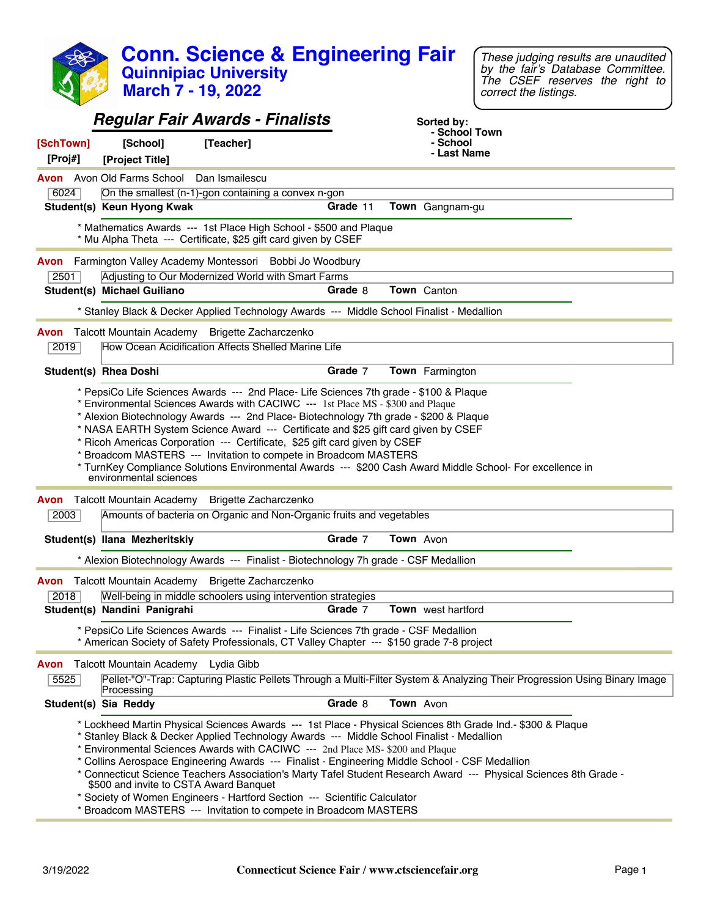# Conn. Science & Engineering Fair

## Quinnipiac University

## March 7 - 19, 2022

*These judging results are unaudited by the fair's Database Committee. The CSEF reserves the right to correct the listings.*

## *Regular Fair Awards - Finalists*

Sorted by:
- School Town
- School
- Last Name

**[SchTown]** **[School]** **[Teacher]**
**[Proj#]** **[Project Title]**

---

**Avon** Avon Old Farms School Dan Ismailescu

6024 | On the smallest (n-1)-gon containing a convex n-gon

**Student(s) Keun Hyong Kwak** **Grade** 11 **Town** Gangnam-gu

* Mathematics Awards --- 1st Place High School - $500 and Plaque
* Mu Alpha Theta --- Certificate, $25 gift card given by CSEF

---

**Avon** Farmington Valley Academy Montessori Bobbi Jo Woodbury

2501 | Adjusting to Our Modernized World with Smart Farms

**Student(s) Michael Guiliano** **Grade** 8 **Town** Canton

* Stanley Black & Decker Applied Technology Awards --- Middle School Finalist - Medallion

---

**Avon** Talcott Mountain Academy Brigette Zacharczenko

2019 | How Ocean Acidification Affects Shelled Marine Life

**Student(s) Rhea Doshi** **Grade** 7 **Town** Farmington

* PepsiCo Life Sciences Awards --- 2nd Place- Life Sciences 7th grade - $100 & Plaque
* Environmental Sciences Awards with CACIWC --- 1st Place MS - $300 and Plaque
* Alexion Biotechnology Awards --- 2nd Place- Biotechnology 7th grade - $200 & Plaque
* NASA EARTH System Science Award --- Certificate and $25 gift card given by CSEF
* Ricoh Americas Corporation --- Certificate, $25 gift card given by CSEF
* Broadcom MASTERS --- Invitation to compete in Broadcom MASTERS
* TurnKey Compliance Solutions Environmental Awards --- $200 Cash Award Middle School- For excellence in environmental sciences

---

**Avon** Talcott Mountain Academy Brigette Zacharczenko

2003 | Amounts of bacteria on Organic and Non-Organic fruits and vegetables

**Student(s) Ilana Mezheritskiy** **Grade** 7 **Town** Avon

* Alexion Biotechnology Awards --- Finalist - Biotechnology 7h grade - CSF Medallion

---

**Avon** Talcott Mountain Academy Brigette Zacharczenko

2018 | Well-being in middle schoolers using intervention strategies

**Student(s) Nandini Panigrahi** **Grade** 7 **Town** west hartford

* PepsiCo Life Sciences Awards --- Finalist - Life Sciences 7th grade - CSF Medallion
* American Society of Safety Professionals, CT Valley Chapter --- $150 grade 7-8 project

---

**Avon** Talcott Mountain Academy Lydia Gibb

5525 | Pellet-"O"-Trap: Capturing Plastic Pellets Through a Multi-Filter System & Analyzing Their Progression Using Binary Image Processing

**Student(s) Sia Reddy** **Grade** 8 **Town** Avon

* Lockheed Martin Physical Sciences Awards --- 1st Place - Physical Sciences 8th Grade Ind.- $300 & Plaque
* Stanley Black & Decker Applied Technology Awards --- Middle School Finalist - Medallion
* Environmental Sciences Awards with CACIWC --- 2nd Place MS- $200 and Plaque
* Collins Aerospace Engineering Awards --- Finalist - Engineering Middle School - CSF Medallion
* Connecticut Science Teachers Association's Marty Tafel Student Research Award --- Physical Sciences 8th Grade - $500 and invite to CSTA Award Banquet
* Society of Women Engineers - Hartford Section --- Scientific Calculator
* Broadcom MASTERS --- Invitation to compete in Broadcom MASTERS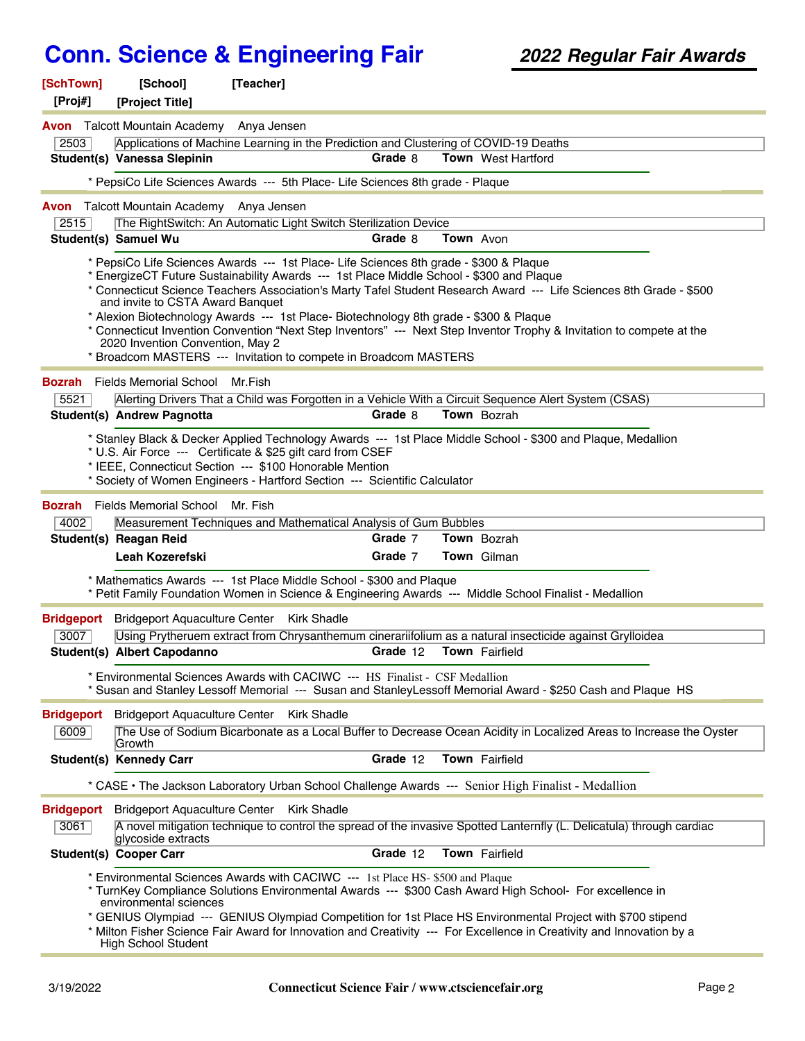# Conn. Science & Engineering Fair

## 2022 Regular Fair Awards

**[SchTown]** **[School]** **[Teacher]**
**[Proj#]** **[Project Title]**

---

**Avon** Talcott Mountain Academy Anya Jensen

2503 | Applications of Machine Learning in the Prediction and Clustering of COVID-19 Deaths

**Student(s)** **Vanessa Slepinin** **Grade** 8 **Town** West Hartford

* PepsiCo Life Sciences Awards --- 5th Place- Life Sciences 8th grade - Plaque

---

**Avon** Talcott Mountain Academy Anya Jensen

2515 | The RightSwitch: An Automatic Light Switch Sterilization Device

**Student(s)** **Samuel Wu** **Grade** 8 **Town** Avon

* PepsiCo Life Sciences Awards --- 1st Place- Life Sciences 8th grade - $300 & Plaque
* EnergizeCT Future Sustainability Awards --- 1st Place Middle School - $300 and Plaque
* Connecticut Science Teachers Association's Marty Tafel Student Research Award --- Life Sciences 8th Grade - $500 and invite to CSTA Award Banquet
* Alexion Biotechnology Awards --- 1st Place- Biotechnology 8th grade - $300 & Plaque
* Connecticut Invention Convention “Next Step Inventors” --- Next Step Inventor Trophy & Invitation to compete at the 2020 Invention Convention, May 2
* Broadcom MASTERS --- Invitation to compete in Broadcom MASTERS

---

**Bozrah** Fields Memorial School Mr.Fish

5521 | Alerting Drivers That a Child was Forgotten in a Vehicle With a Circuit Sequence Alert System (CSAS)

**Student(s)** **Andrew Pagnotta** **Grade** 8 **Town** Bozrah

* Stanley Black & Decker Applied Technology Awards --- 1st Place Middle School - $300 and Plaque, Medallion
* U.S. Air Force --- Certificate & $25 gift card from CSEF
* IEEE, Connecticut Section --- $100 Honorable Mention
* Society of Women Engineers - Hartford Section --- Scientific Calculator

---

**Bozrah** Fields Memorial School Mr. Fish

4002 | Measurement Techniques and Mathematical Analysis of Gum Bubbles

**Student(s)** **Reagan Reid** **Grade** 7 **Town** Bozrah
**Leah Kozerefski** **Grade** 7 **Town** Gilman

* Mathematics Awards --- 1st Place Middle School - $300 and Plaque
* Petit Family Foundation Women in Science & Engineering Awards --- Middle School Finalist - Medallion

---

**Bridgeport** Bridgeport Aquaculture Center Kirk Shadle

3007 | Using Prytheruem extract from Chrysanthemum cinerariifolium as a natural insecticide against Grylloidea

**Student(s)** **Albert Capodanno** **Grade** 12 **Town** Fairfield

* Environmental Sciences Awards with CACIWC --- HS Finalist - CSF Medallion
* Susan and Stanley Lessoff Memorial --- Susan and StanleyLessoff Memorial Award - $250 Cash and Plaque HS

---

**Bridgeport** Bridgeport Aquaculture Center Kirk Shadle

6009 | The Use of Sodium Bicarbonate as a Local Buffer to Decrease Ocean Acidity in Localized Areas to Increase the Oyster Growth

**Student(s)** **Kennedy Carr** **Grade** 12 **Town** Fairfield

* CASE • The Jackson Laboratory Urban School Challenge Awards --- Senior High Finalist - Medallion

---

**Bridgeport** Bridgeport Aquaculture Center Kirk Shadle

3061 | A novel mitigation technique to control the spread of the invasive Spotted Lanternfly (L. Delicatula) through cardiac glycoside extracts

**Student(s)** **Cooper Carr** **Grade** 12 **Town** Fairfield

* Environmental Sciences Awards with CACIWC --- 1st Place HS- $500 and Plaque
* TurnKey Compliance Solutions Environmental Awards --- $300 Cash Award High School- For excellence in environmental sciences
* GENIUS Olympiad --- GENIUS Olympiad Competition for 1st Place HS Environmental Project with $700 stipend
* Milton Fisher Science Fair Award for Innovation and Creativity --- For Excellence in Creativity and Innovation by a High School Student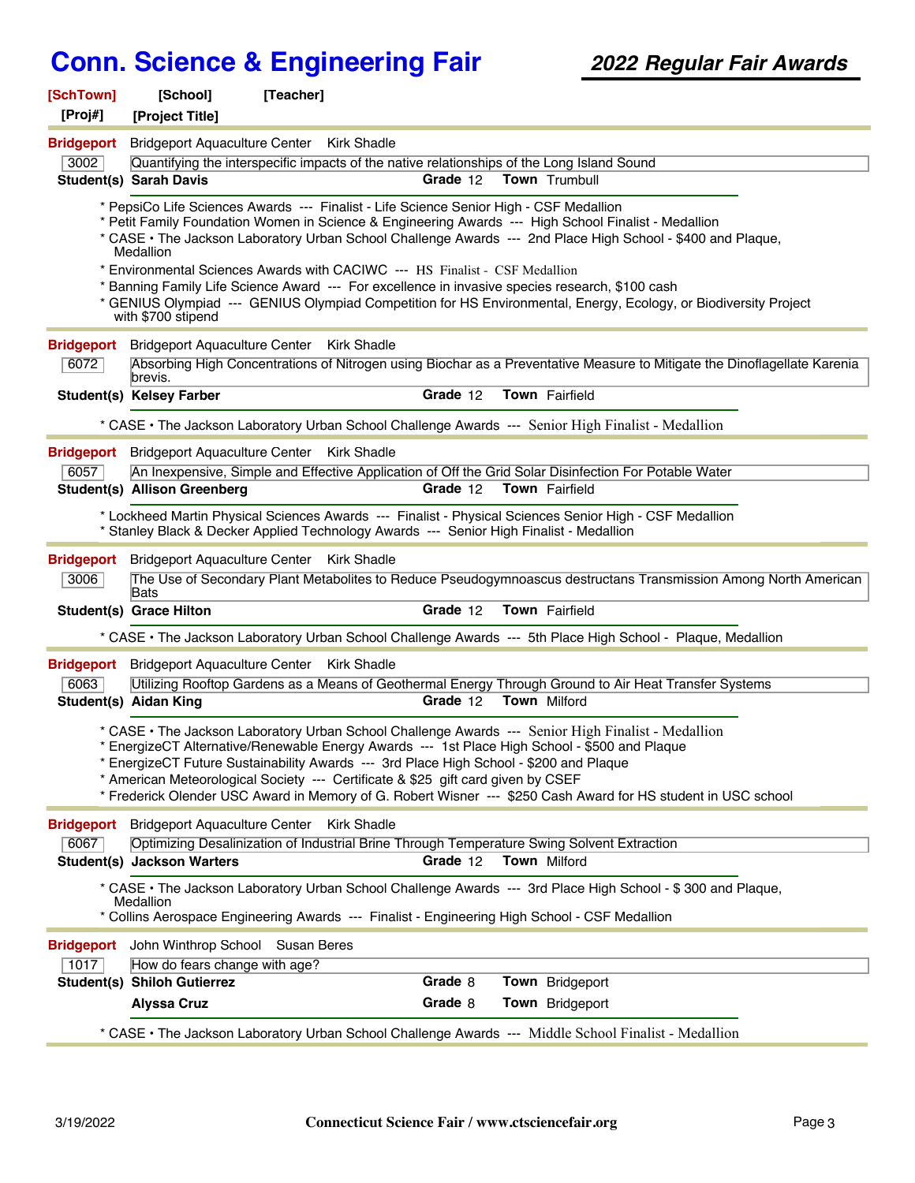# Conn. Science & Engineering Fair

## 2022 Regular Fair Awards

**[SchTown]** **[School]** **[Teacher]**
**[Proj#]** **[Project Title]**

---

**Bridgeport** Bridgeport Aquaculture Center Kirk Shadle

**3002** Quantifying the interspecific impacts of the native relationships of the Long Island Sound

**Student(s)** **Sarah Davis** **Grade** 12 **Town** Trumbull

* PepsiCo Life Sciences Awards --- Finalist - Life Science Senior High - CSF Medallion
* Petit Family Foundation Women in Science & Engineering Awards --- High School Finalist - Medallion
* CASE • The Jackson Laboratory Urban School Challenge Awards --- 2nd Place High School - $400 and Plaque, Medallion
* Environmental Sciences Awards with CACIWC --- HS Finalist - CSF Medallion
* Banning Family Life Science Award --- For excellence in invasive species research, $100 cash
* GENIUS Olympiad --- GENIUS Olympiad Competition for HS Environmental, Energy, Ecology, or Biodiversity Project with $700 stipend

---

**Bridgeport** Bridgeport Aquaculture Center Kirk Shadle

**6072** Absorbing High Concentrations of Nitrogen using Biochar as a Preventative Measure to Mitigate the Dinoflagellate Karenia brevis.

**Student(s)** **Kelsey Farber** **Grade** 12 **Town** Fairfield

* CASE • The Jackson Laboratory Urban School Challenge Awards --- Senior High Finalist - Medallion

---

**Bridgeport** Bridgeport Aquaculture Center Kirk Shadle

**6057** An Inexpensive, Simple and Effective Application of Off the Grid Solar Disinfection For Potable Water

**Student(s)** **Allison Greenberg** **Grade** 12 **Town** Fairfield

* Lockheed Martin Physical Sciences Awards --- Finalist - Physical Sciences Senior High - CSF Medallion
* Stanley Black & Decker Applied Technology Awards --- Senior High Finalist - Medallion

---

**Bridgeport** Bridgeport Aquaculture Center Kirk Shadle

**3006** The Use of Secondary Plant Metabolites to Reduce Pseudogymnoascus destructans Transmission Among North American Bats

**Student(s)** **Grace Hilton** **Grade** 12 **Town** Fairfield

* CASE • The Jackson Laboratory Urban School Challenge Awards --- 5th Place High School - Plaque, Medallion

---

**Bridgeport** Bridgeport Aquaculture Center Kirk Shadle

**6063** Utilizing Rooftop Gardens as a Means of Geothermal Energy Through Ground to Air Heat Transfer Systems

**Student(s)** **Aidan King** **Grade** 12 **Town** Milford

* CASE • The Jackson Laboratory Urban School Challenge Awards --- Senior High Finalist - Medallion
* EnergizeCT Alternative/Renewable Energy Awards --- 1st Place High School - $500 and Plaque
* EnergizeCT Future Sustainability Awards --- 3rd Place High School - $200 and Plaque
* American Meteorological Society --- Certificate & $25 gift card given by CSEF
* Frederick Olender USC Award in Memory of G. Robert Wisner --- $250 Cash Award for HS student in USC school

---

**Bridgeport** Bridgeport Aquaculture Center Kirk Shadle

**6067** Optimizing Desalinization of Industrial Brine Through Temperature Swing Solvent Extraction

**Student(s)** **Jackson Warters** **Grade** 12 **Town** Milford

* CASE • The Jackson Laboratory Urban School Challenge Awards --- 3rd Place High School - $ 300 and Plaque, Medallion
* Collins Aerospace Engineering Awards --- Finalist - Engineering High School - CSF Medallion

---

**Bridgeport** John Winthrop School Susan Beres

**1017** How do fears change with age?

**Student(s)** **Shiloh Gutierrez** **Grade** 8 **Town** Bridgeport
**Alyssa Cruz** **Grade** 8 **Town** Bridgeport

* CASE • The Jackson Laboratory Urban School Challenge Awards --- Middle School Finalist - Medallion

---

3/19/2022 **Connecticut Science Fair / www.ctsciencefair.org**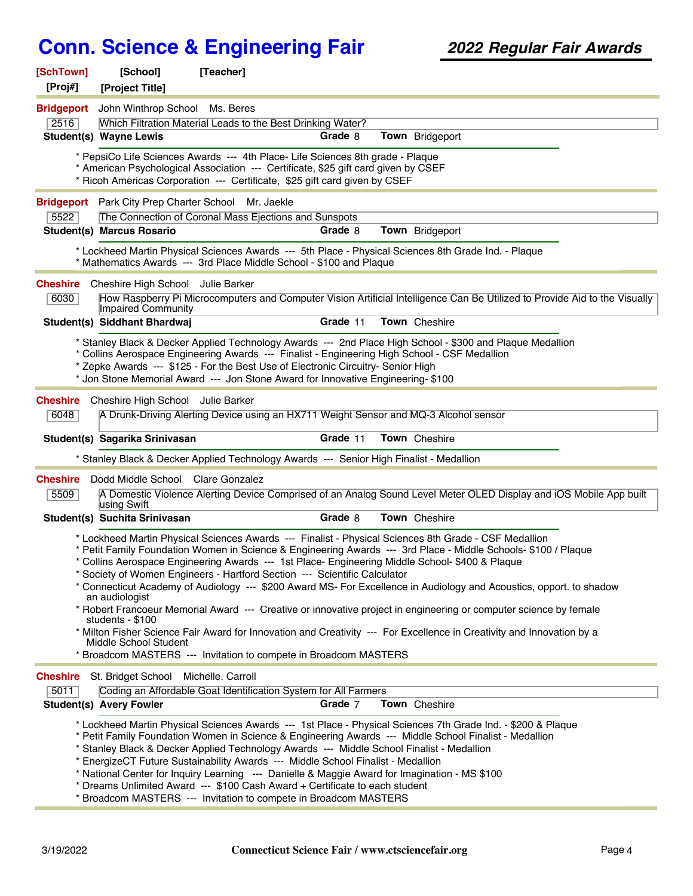# Conn. Science & Engineering Fair

## 2022 Regular Fair Awards

**[SchTown]** **[School]** **[Teacher]**
**[Proj#]** **[Project Title]**

---

**Bridgeport** John Winthrop School Ms. Beres

2516 Which Filtration Material Leads to the Best Drinking Water?

**Student(s)** **Wayne Lewis** **Grade** 8 **Town** Bridgeport

* PepsiCo Life Sciences Awards --- 4th Place- Life Sciences 8th grade - Plaque
* American Psychological Association --- Certificate, $25 gift card given by CSEF
* Ricoh Americas Corporation --- Certificate, $25 gift card given by CSEF

---

**Bridgeport** Park City Prep Charter School Mr. Jaekle

5522 The Connection of Coronal Mass Ejections and Sunspots

**Student(s)** **Marcus Rosario** **Grade** 8 **Town** Bridgeport

* Lockheed Martin Physical Sciences Awards --- 5th Place - Physical Sciences 8th Grade Ind. - Plaque
* Mathematics Awards --- 3rd Place Middle School - $100 and Plaque

---

**Cheshire** Cheshire High School Julie Barker

6030 How Raspberry Pi Microcomputers and Computer Vision Artificial Intelligence Can Be Utilized to Provide Aid to the Visually Impaired Community

**Student(s)** **Siddhant Bhardwaj** **Grade** 11 **Town** Cheshire

* Stanley Black & Decker Applied Technology Awards --- 2nd Place High School - $300 and Plaque Medallion
* Collins Aerospace Engineering Awards --- Finalist - Engineering High School - CSF Medallion
* Zepke Awards --- $125 - For the Best Use of Electronic Circuitry- Senior High
* Jon Stone Memorial Award --- Jon Stone Award for Innovative Engineering- $100

---

**Cheshire** Cheshire High School Julie Barker

6048 A Drunk-Driving Alerting Device using an HX711 Weight Sensor and MQ-3 Alcohol sensor

**Student(s)** **Sagarika Srinivasan** **Grade** 11 **Town** Cheshire

* Stanley Black & Decker Applied Technology Awards --- Senior High Finalist - Medallion

---

**Cheshire** Dodd Middle School Clare Gonzalez

5509 A Domestic Violence Alerting Device Comprised of an Analog Sound Level Meter OLED Display and iOS Mobile App built using Swift

**Student(s)** **Suchita Srinivasan** **Grade** 8 **Town** Cheshire

* Lockheed Martin Physical Sciences Awards --- Finalist - Physical Sciences 8th Grade - CSF Medallion
* Petit Family Foundation Women in Science & Engineering Awards --- 3rd Place - Middle Schools- $100 / Plaque
* Collins Aerospace Engineering Awards --- 1st Place- Engineering Middle School- $400 & Plaque
* Society of Women Engineers - Hartford Section --- Scientific Calculator
* Connecticut Academy of Audiology --- $200 Award MS- For Excellence in Audiology and Acoustics, opport. to shadow an audiologist
* Robert Francoeur Memorial Award --- Creative or innovative project in engineering or computer science by female students - $100
* Milton Fisher Science Fair Award for Innovation and Creativity --- For Excellence in Creativity and Innovation by a Middle School Student
* Broadcom MASTERS --- Invitation to compete in Broadcom MASTERS

---

**Cheshire** St. Bridget School Michelle. Carroll

5011 Coding an Affordable Goat Identification System for All Farmers

**Student(s)** **Avery Fowler** **Grade** 7 **Town** Cheshire

* Lockheed Martin Physical Sciences Awards --- 1st Place - Physical Sciences 7th Grade Ind. - $200 & Plaque
* Petit Family Foundation Women in Science & Engineering Awards --- Middle School Finalist - Medallion
* Stanley Black & Decker Applied Technology Awards --- Middle School Finalist - Medallion
* EnergizeCT Future Sustainability Awards --- Middle School Finalist - Medallion
* National Center for Inquiry Learning --- Danielle & Maggie Award for Imagination - MS $100
* Dreams Unlimited Award --- $100 Cash Award + Certificate to each student
* Broadcom MASTERS --- Invitation to compete in Broadcom MASTERS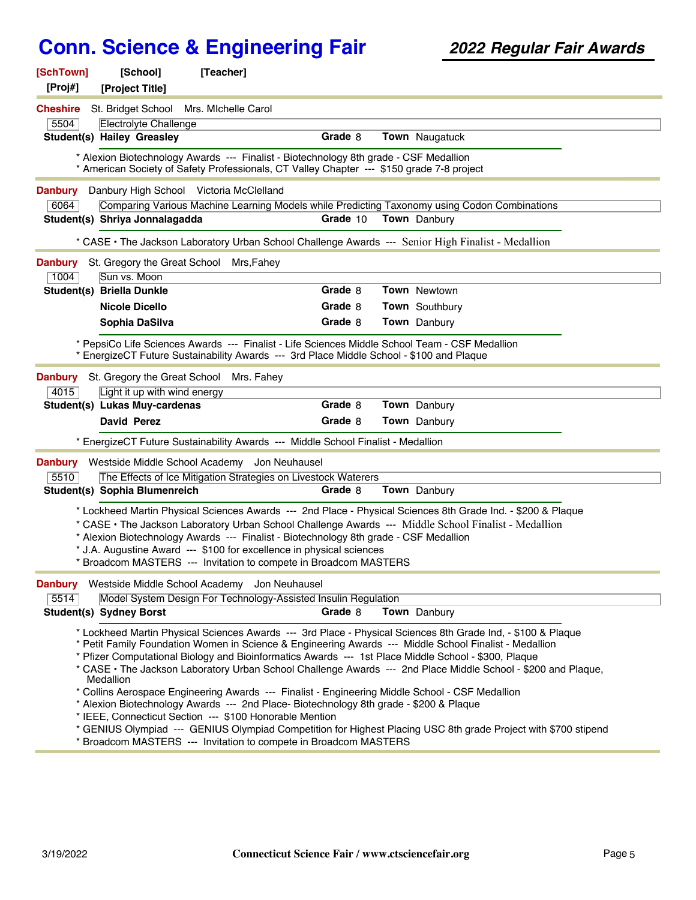# Conn. Science & Engineering Fair

## 2022 Regular Fair Awards

**[SchTown]** **[School]** **[Teacher]**
**[Proj#]** **[Project Title]**

---

**Cheshire** St. Bridget School Mrs. MIchelle Carol

5504 Electrolyte Challenge

**Student(s)** **Hailey Greasley** — **Grade** 8 — **Town** Naugatuck

* Alexion Biotechnology Awards --- Finalist - Biotechnology 8th grade - CSF Medallion
* American Society of Safety Professionals, CT Valley Chapter --- $150 grade 7-8 project

---

**Danbury** Danbury High School Victoria McClelland

6064 Comparing Various Machine Learning Models while Predicting Taxonomy using Codon Combinations

**Student(s)** **Shriya Jonnalagadda** — **Grade** 10 — **Town** Danbury

* CASE • The Jackson Laboratory Urban School Challenge Awards --- Senior High Finalist - Medallion

---

**Danbury** St. Gregory the Great School Mrs,Fahey

1004 Sun vs. Moon

**Student(s)**
- **Briella Dunkle** — **Grade** 8 — **Town** Newtown
- **Nicole Dicello** — **Grade** 8 — **Town** Southbury
- **Sophia DaSilva** — **Grade** 8 — **Town** Danbury

* PepsiCo Life Sciences Awards --- Finalist - Life Sciences Middle School Team - CSF Medallion
* EnergizeCT Future Sustainability Awards --- 3rd Place Middle School - $100 and Plaque

---

**Danbury** St. Gregory the Great School Mrs. Fahey

4015 Light it up with wind energy

**Student(s)**
- **Lukas Muy-cardenas** — **Grade** 8 — **Town** Danbury
- **David Perez** — **Grade** 8 — **Town** Danbury

* EnergizeCT Future Sustainability Awards --- Middle School Finalist - Medallion

---

**Danbury** Westside Middle School Academy Jon Neuhausel

5510 The Effects of Ice Mitigation Strategies on Livestock Waterers

**Student(s)** **Sophia Blumenreich** — **Grade** 8 — **Town** Danbury

* Lockheed Martin Physical Sciences Awards --- 2nd Place - Physical Sciences 8th Grade Ind. - $200 & Plaque
* CASE • The Jackson Laboratory Urban School Challenge Awards --- Middle School Finalist - Medallion
* Alexion Biotechnology Awards --- Finalist - Biotechnology 8th grade - CSF Medallion
* J.A. Augustine Award --- $100 for excellence in physical sciences
* Broadcom MASTERS --- Invitation to compete in Broadcom MASTERS

---

**Danbury** Westside Middle School Academy Jon Neuhausel

5514 Model System Design For Technology-Assisted Insulin Regulation

**Student(s)** **Sydney Borst** — **Grade** 8 — **Town** Danbury

* Lockheed Martin Physical Sciences Awards --- 3rd Place - Physical Sciences 8th Grade Ind, - $100 & Plaque
* Petit Family Foundation Women in Science & Engineering Awards --- Middle School Finalist - Medallion
* Pfizer Computational Biology and Bioinformatics Awards --- 1st Place Middle School - $300, Plaque
* CASE • The Jackson Laboratory Urban School Challenge Awards --- 2nd Place Middle School - $200 and Plaque, Medallion
* Collins Aerospace Engineering Awards --- Finalist - Engineering Middle School - CSF Medallion
* Alexion Biotechnology Awards --- 2nd Place- Biotechnology 8th grade - $200 & Plaque
* IEEE, Connecticut Section --- $100 Honorable Mention
* GENIUS Olympiad --- GENIUS Olympiad Competition for Highest Placing USC 8th grade Project with $700 stipend
* Broadcom MASTERS --- Invitation to compete in Broadcom MASTERS

---

3/19/2022 Connecticut Science Fair / www.ctsciencefair.org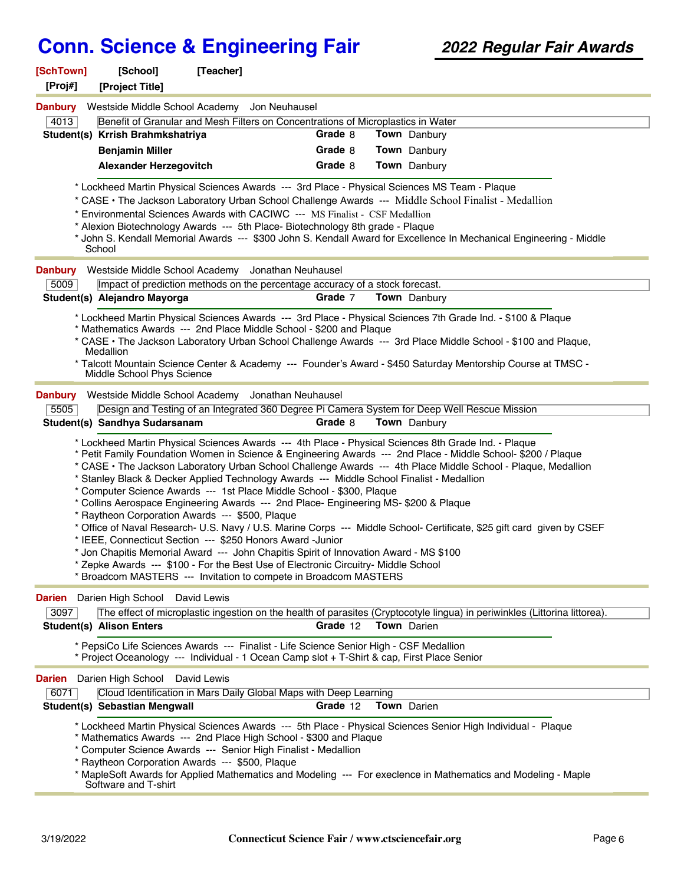# Conn. Science & Engineering Fair

## *2022 Regular Fair Awards*

**[SchTown]** **[School]** **[Teacher]**
**[Proj#]** **[Project Title]**

---

**Danbury** Westside Middle School Academy Jon Neuhausel

4013 | Benefit of Granular and Mesh Filters on Concentrations of Microplastics in Water

| Student(s) | Grade | Town |
|---|---|---|
| **Krrish Brahmkshatriya** | 8 | Danbury |
| **Benjamin Miller** | 8 | Danbury |
| **Alexander Herzegovitch** | 8 | Danbury |

* Lockheed Martin Physical Sciences Awards --- 3rd Place - Physical Sciences MS Team - Plaque
* CASE • The Jackson Laboratory Urban School Challenge Awards --- Middle School Finalist - Medallion
* Environmental Sciences Awards with CACIWC --- MS Finalist - CSF Medallion
* Alexion Biotechnology Awards --- 5th Place- Biotechnology 8th grade - Plaque
* John S. Kendall Memorial Awards --- $300 John S. Kendall Award for Excellence In Mechanical Engineering - Middle School

---

**Danbury** Westside Middle School Academy Jonathan Neuhausel

5009 | Impact of prediction methods on the percentage accuracy of a stock forecast.

| Student(s) | Grade | Town |
|---|---|---|
| **Alejandro Mayorga** | 7 | Danbury |

* Lockheed Martin Physical Sciences Awards --- 3rd Place - Physical Sciences 7th Grade Ind. - $100 & Plaque
* Mathematics Awards --- 2nd Place Middle School - $200 and Plaque
* CASE • The Jackson Laboratory Urban School Challenge Awards --- 3rd Place Middle School - $100 and Plaque, Medallion
* Talcott Mountain Science Center & Academy --- Founder's Award - $450 Saturday Mentorship Course at TMSC - Middle School Phys Science

---

**Danbury** Westside Middle School Academy Jonathan Neuhausel

5505 | Design and Testing of an Integrated 360 Degree Pi Camera System for Deep Well Rescue Mission

| Student(s) | Grade | Town |
|---|---|---|
| **Sandhya Sudarsanam** | 8 | Danbury |

* Lockheed Martin Physical Sciences Awards --- 4th Place - Physical Sciences 8th Grade Ind. - Plaque
* Petit Family Foundation Women in Science & Engineering Awards --- 2nd Place - Middle School- $200 / Plaque
* CASE • The Jackson Laboratory Urban School Challenge Awards --- 4th Place Middle School - Plaque, Medallion
* Stanley Black & Decker Applied Technology Awards --- Middle School Finalist - Medallion
* Computer Science Awards --- 1st Place Middle School - $300, Plaque
* Collins Aerospace Engineering Awards --- 2nd Place- Engineering MS- $200 & Plaque
* Raytheon Corporation Awards --- $500, Plaque
* Office of Naval Research- U.S. Navy / U.S. Marine Corps --- Middle School- Certificate, $25 gift card given by CSEF
* IEEE, Connecticut Section --- $250 Honors Award -Junior
* Jon Chapitis Memorial Award --- John Chapitis Spirit of Innovation Award - MS $100
* Zepke Awards --- $100 - For the Best Use of Electronic Circuitry- Middle School
* Broadcom MASTERS --- Invitation to compete in Broadcom MASTERS

---

**Darien** Darien High School David Lewis

3097 | The effect of microplastic ingestion on the health of parasites (Cryptocotyle lingua) in periwinkles (Littorina littorea).

| Student(s) | Grade | Town |
|---|---|---|
| **Alison Enters** | 12 | Darien |

* PepsiCo Life Sciences Awards --- Finalist - Life Science Senior High - CSF Medallion
* Project Oceanology --- Individual - 1 Ocean Camp slot + T-Shirt & cap, First Place Senior

---

**Darien** Darien High School David Lewis

6071 | Cloud Identification in Mars Daily Global Maps with Deep Learning

| Student(s) | Grade | Town |
|---|---|---|
| **Sebastian Mengwall** | 12 | Darien |

* Lockheed Martin Physical Sciences Awards --- 5th Place - Physical Sciences Senior High Individual - Plaque
* Mathematics Awards --- 2nd Place High School - $300 and Plaque
* Computer Science Awards --- Senior High Finalist - Medallion
* Raytheon Corporation Awards --- $500, Plaque
* MapleSoft Awards for Applied Mathematics and Modeling --- For execlence in Mathematics and Modeling - Maple Software and T-shirt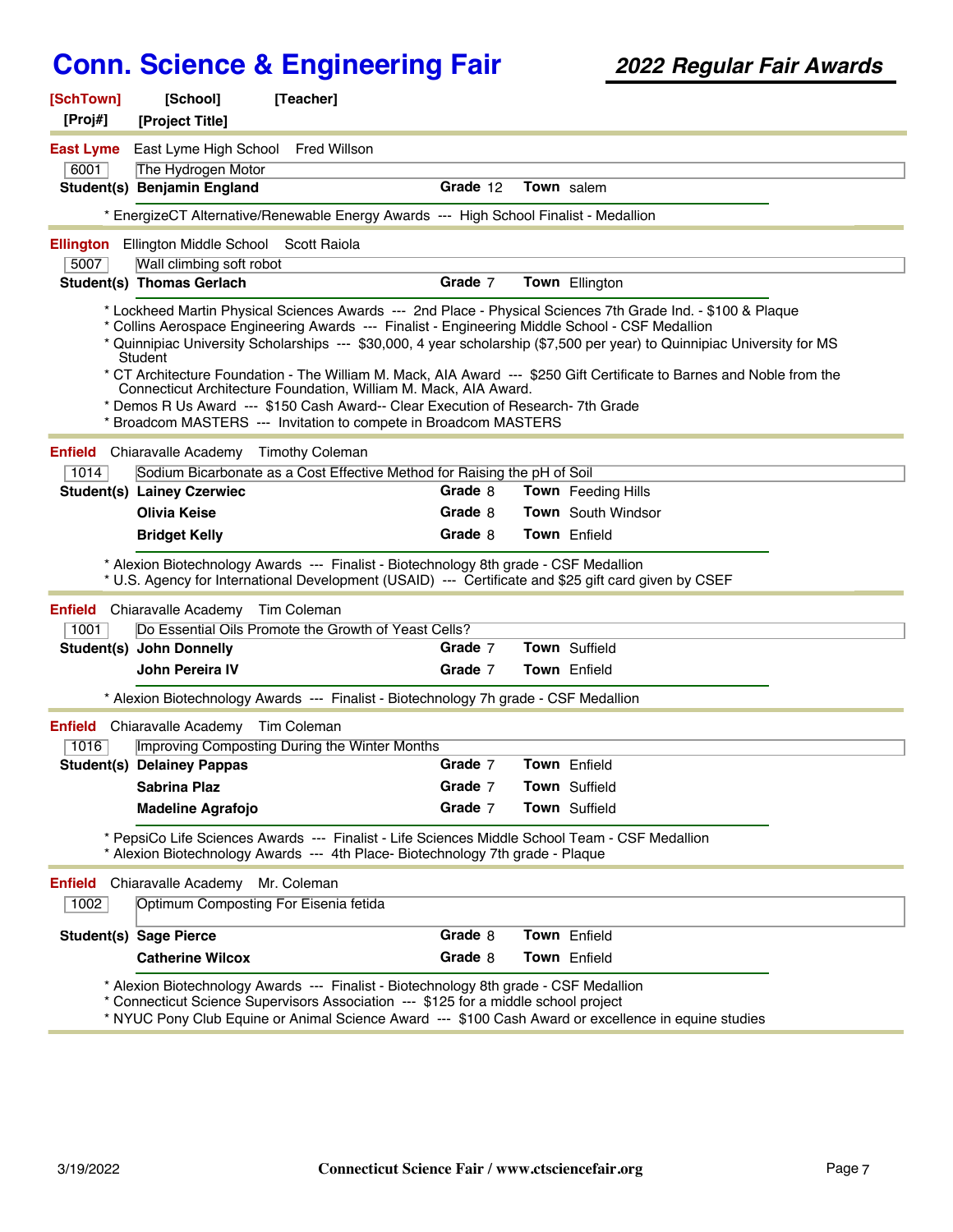# Conn. Science & Engineering Fair

## 2022 Regular Fair Awards

**[SchTown]** **[School]** **[Teacher]**
**[Proj#]** **[Project Title]**

---

**East Lyme** East Lyme High School Fred Willson

6001 The Hydrogen Motor

| Student(s) | Grade | Town |
|---|---|---|
| **Benjamin England** | 12 | salem |

* EnergizeCT Alternative/Renewable Energy Awards --- High School Finalist - Medallion

---

**Ellington** Ellington Middle School Scott Raiola

5007 Wall climbing soft robot

| Student(s) | Grade | Town |
|---|---|---|
| **Thomas Gerlach** | 7 | Ellington |

* Lockheed Martin Physical Sciences Awards --- 2nd Place - Physical Sciences 7th Grade Ind. - $100 & Plaque
* Collins Aerospace Engineering Awards --- Finalist - Engineering Middle School - CSF Medallion
* Quinnipiac University Scholarships --- $30,000, 4 year scholarship ($7,500 per year) to Quinnipiac University for MS Student
* CT Architecture Foundation - The William M. Mack, AIA Award --- $250 Gift Certificate to Barnes and Noble from the Connecticut Architecture Foundation, William M. Mack, AIA Award.
* Demos R Us Award --- $150 Cash Award-- Clear Execution of Research- 7th Grade
* Broadcom MASTERS --- Invitation to compete in Broadcom MASTERS

---

**Enfield** Chiaravalle Academy Timothy Coleman

1014 Sodium Bicarbonate as a Cost Effective Method for Raising the pH of Soil

| Student(s) | Grade | Town |
|---|---|---|
| **Lainey Czerwiec** | 8 | Feeding Hills |
| **Olivia Keise** | 8 | South Windsor |
| **Bridget Kelly** | 8 | Enfield |

* Alexion Biotechnology Awards --- Finalist - Biotechnology 8th grade - CSF Medallion
* U.S. Agency for International Development (USAID) --- Certificate and $25 gift card given by CSEF

---

**Enfield** Chiaravalle Academy Tim Coleman

1001 Do Essential Oils Promote the Growth of Yeast Cells?

| Student(s) | Grade | Town |
|---|---|---|
| **John Donnelly** | 7 | Suffield |
| **John Pereira IV** | 7 | Enfield |

* Alexion Biotechnology Awards --- Finalist - Biotechnology 7h grade - CSF Medallion

---

**Enfield** Chiaravalle Academy Tim Coleman

1016 Improving Composting During the Winter Months

| Student(s) | Grade | Town |
|---|---|---|
| **Delainey Pappas** | 7 | Enfield |
| **Sabrina Plaz** | 7 | Suffield |
| **Madeline Agrafojo** | 7 | Suffield |

* PepsiCo Life Sciences Awards --- Finalist - Life Sciences Middle School Team - CSF Medallion
* Alexion Biotechnology Awards --- 4th Place- Biotechnology 7th grade - Plaque

---

**Enfield** Chiaravalle Academy Mr. Coleman

1002 Optimum Composting For Eisenia fetida

| Student(s) | Grade | Town |
|---|---|---|
| **Sage Pierce** | 8 | Enfield |
| **Catherine Wilcox** | 8 | Enfield |

* Alexion Biotechnology Awards --- Finalist - Biotechnology 8th grade - CSF Medallion
* Connecticut Science Supervisors Association --- $125 for a middle school project
* NYUC Pony Club Equine or Animal Science Award --- $100 Cash Award or excellence in equine studies

---

3/19/2022 **Connecticut Science Fair / www.ctsciencefair.org**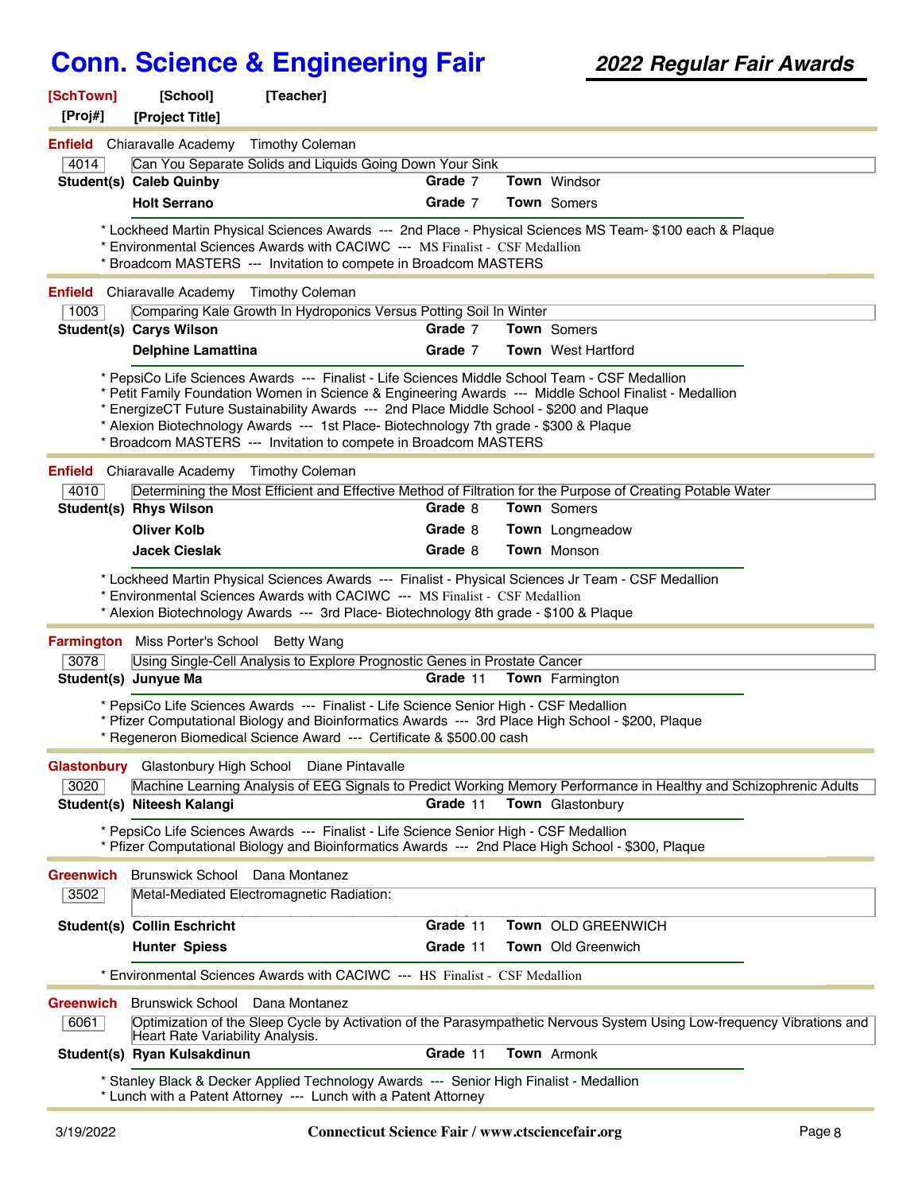# Conn. Science & Engineering Fair

## 2022 Regular Fair Awards

**[SchTown]** **[School]** **[Teacher]**
**[Proj#]** **[Project Title]**

---

**Enfield** Chiaravalle Academy Timothy Coleman

4014 | Can You Separate Solids and Liquids Going Down Your Sink

| Student(s) | Grade | Town |
|---|---|---|
| **Caleb Quinby** | 7 | Windsor |
| **Holt Serrano** | 7 | Somers |

* Lockheed Martin Physical Sciences Awards --- 2nd Place - Physical Sciences MS Team- $100 each & Plaque
* Environmental Sciences Awards with CACIWC --- MS Finalist - CSF Medallion
* Broadcom MASTERS --- Invitation to compete in Broadcom MASTERS

---

**Enfield** Chiaravalle Academy Timothy Coleman

1003 | Comparing Kale Growth In Hydroponics Versus Potting Soil In Winter

| Student(s) | Grade | Town |
|---|---|---|
| **Carys Wilson** | 7 | Somers |
| **Delphine Lamattina** | 7 | West Hartford |

* PepsiCo Life Sciences Awards --- Finalist - Life Sciences Middle School Team - CSF Medallion
* Petit Family Foundation Women in Science & Engineering Awards --- Middle School Finalist - Medallion
* EnergizeCT Future Sustainability Awards --- 2nd Place Middle School - $200 and Plaque
* Alexion Biotechnology Awards --- 1st Place- Biotechnology 7th grade - $300 & Plaque
* Broadcom MASTERS --- Invitation to compete in Broadcom MASTERS

---

**Enfield** Chiaravalle Academy Timothy Coleman

4010 | Determining the Most Efficient and Effective Method of Filtration for the Purpose of Creating Potable Water

| Student(s) | Grade | Town |
|---|---|---|
| **Rhys Wilson** | 8 | Somers |
| **Oliver Kolb** | 8 | Longmeadow |
| **Jacek Cieslak** | 8 | Monson |

* Lockheed Martin Physical Sciences Awards --- Finalist - Physical Sciences Jr Team - CSF Medallion
* Environmental Sciences Awards with CACIWC --- MS Finalist - CSF Medallion
* Alexion Biotechnology Awards --- 3rd Place- Biotechnology 8th grade - $100 & Plaque

---

**Farmington** Miss Porter's School Betty Wang

3078 | Using Single-Cell Analysis to Explore Prognostic Genes in Prostate Cancer

| Student(s) | Grade | Town |
|---|---|---|
| **Junyue Ma** | 11 | Farmington |

* PepsiCo Life Sciences Awards --- Finalist - Life Science Senior High - CSF Medallion
* Pfizer Computational Biology and Bioinformatics Awards --- 3rd Place High School - $200, Plaque
* Regeneron Biomedical Science Award --- Certificate & $500.00 cash

---

**Glastonbury** Glastonbury High School Diane Pintavalle

3020 | Machine Learning Analysis of EEG Signals to Predict Working Memory Performance in Healthy and Schizophrenic Adults

| Student(s) | Grade | Town |
|---|---|---|
| **Niteesh Kalangi** | 11 | Glastonbury |

* PepsiCo Life Sciences Awards --- Finalist - Life Science Senior High - CSF Medallion
* Pfizer Computational Biology and Bioinformatics Awards --- 2nd Place High School - $300, Plaque

---

**Greenwich** Brunswick School Dana Montanez

3502 | Metal-Mediated Electromagnetic Radiation:

| Student(s) | Grade | Town |
|---|---|---|
| **Collin Eschricht** | 11 | OLD GREENWICH |
| **Hunter Spiess** | 11 | Old Greenwich |

* Environmental Sciences Awards with CACIWC --- HS Finalist - CSF Medallion

---

**Greenwich** Brunswick School Dana Montanez

6061 | Optimization of the Sleep Cycle by Activation of the Parasympathetic Nervous System Using Low-frequency Vibrations and Heart Rate Variability Analysis.

| Student(s) | Grade | Town |
|---|---|---|
| **Ryan Kulsakdinun** | 11 | Armonk |

* Stanley Black & Decker Applied Technology Awards --- Senior High Finalist - Medallion
* Lunch with a Patent Attorney --- Lunch with a Patent Attorney

---

3/19/2022 Connecticut Science Fair / www.ctsciencefair.org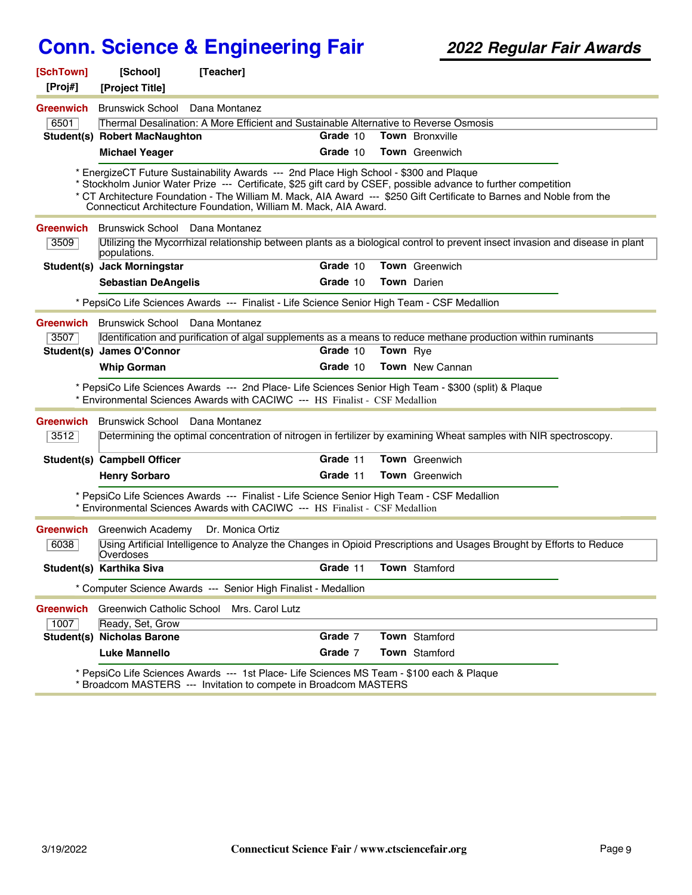# Conn. Science & Engineering Fair

## 2022 Regular Fair Awards

**[SchTown]** **[School]** **[Teacher]**
**[Proj#]** **[Project Title]**

---

**Greenwich** Brunswick School Dana Montanez

**6501** Thermal Desalination: A More Efficient and Sustainable Alternative to Reverse Osmosis

| Student(s) | Grade | Town |
|---|---|---|
| **Robert MacNaughton** | 10 | Bronxville |
| **Michael Yeager** | 10 | Greenwich |

* EnergizeCT Future Sustainability Awards --- 2nd Place High School - $300 and Plaque
* Stockholm Junior Water Prize --- Certificate, $25 gift card by CSEF, possible advance to further competition
* CT Architecture Foundation - The William M. Mack, AIA Award --- $250 Gift Certificate to Barnes and Noble from the Connecticut Architecture Foundation, William M. Mack, AIA Award.

---

**Greenwich** Brunswick School Dana Montanez

**3509** Utilizing the Mycorrhizal relationship between plants as a biological control to prevent insect invasion and disease in plant populations.

| Student(s) | Grade | Town |
|---|---|---|
| **Jack Morningstar** | 10 | Greenwich |
| **Sebastian DeAngelis** | 10 | Darien |

* PepsiCo Life Sciences Awards --- Finalist - Life Science Senior High Team - CSF Medallion

---

**Greenwich** Brunswick School Dana Montanez

**3507** Identification and purification of algal supplements as a means to reduce methane production within ruminants

| Student(s) | Grade | Town |
|---|---|---|
| **James O'Connor** | 10 | Rye |
| **Whip Gorman** | 10 | New Cannan |

* PepsiCo Life Sciences Awards --- 2nd Place- Life Sciences Senior High Team - $300 (split) & Plaque
* Environmental Sciences Awards with CACIWC --- HS Finalist - CSF Medallion

---

**Greenwich** Brunswick School Dana Montanez

**3512** Determining the optimal concentration of nitrogen in fertilizer by examining Wheat samples with NIR spectroscopy.

| Student(s) | Grade | Town |
|---|---|---|
| **Campbell Officer** | 11 | Greenwich |
| **Henry Sorbaro** | 11 | Greenwich |

* PepsiCo Life Sciences Awards --- Finalist - Life Science Senior High Team - CSF Medallion
* Environmental Sciences Awards with CACIWC --- HS Finalist - CSF Medallion

---

**Greenwich** Greenwich Academy Dr. Monica Ortiz

**6038** Using Artificial Intelligence to Analyze the Changes in Opioid Prescriptions and Usages Brought by Efforts to Reduce Overdoses

| Student(s) | Grade | Town |
|---|---|---|
| **Karthika Siva** | 11 | Stamford |

* Computer Science Awards --- Senior High Finalist - Medallion

---

**Greenwich** Greenwich Catholic School Mrs. Carol Lutz

**1007** Ready, Set, Grow

| Student(s) | Grade | Town |
|---|---|---|
| **Nicholas Barone** | 7 | Stamford |
| **Luke Mannello** | 7 | Stamford |

* PepsiCo Life Sciences Awards --- 1st Place- Life Sciences MS Team - $100 each & Plaque
* Broadcom MASTERS --- Invitation to compete in Broadcom MASTERS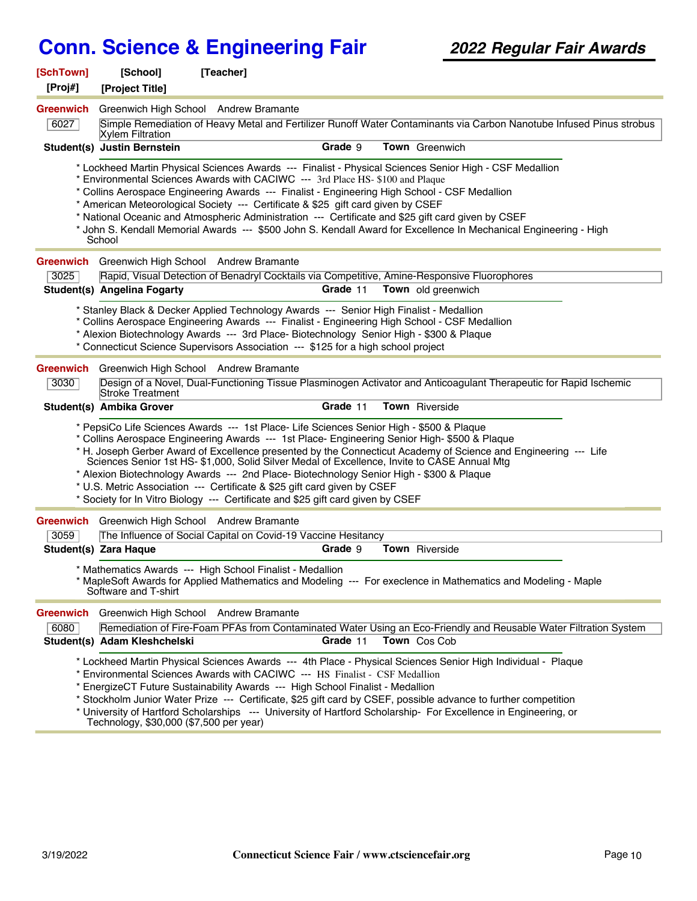# Conn. Science & Engineering Fair

## 2022 Regular Fair Awards

**[SchTown]** **[School]** **[Teacher]**
**[Proj#]** **[Project Title]**

---

**Greenwich** Greenwich High School Andrew Bramante

**6027** Simple Remediation of Heavy Metal and Fertilizer Runoff Water Contaminants via Carbon Nanotube Infused Pinus strobus Xylem Filtration

**Student(s)** **Justin Bernstein** **Grade** 9 **Town** Greenwich

* Lockheed Martin Physical Sciences Awards --- Finalist - Physical Sciences Senior High - CSF Medallion
* Environmental Sciences Awards with CACIWC --- 3rd Place HS- $100 and Plaque
* Collins Aerospace Engineering Awards --- Finalist - Engineering High School - CSF Medallion
* American Meteorological Society --- Certificate & $25 gift card given by CSEF
* National Oceanic and Atmospheric Administration --- Certificate and $25 gift card given by CSEF
* John S. Kendall Memorial Awards --- $500 John S. Kendall Award for Excellence In Mechanical Engineering - High School

---

**Greenwich** Greenwich High School Andrew Bramante

**3025** Rapid, Visual Detection of Benadryl Cocktails via Competitive, Amine-Responsive Fluorophores

**Student(s)** **Angelina Fogarty** **Grade** 11 **Town** old greenwich

* Stanley Black & Decker Applied Technology Awards --- Senior High Finalist - Medallion
* Collins Aerospace Engineering Awards --- Finalist - Engineering High School - CSF Medallion
* Alexion Biotechnology Awards --- 3rd Place- Biotechnology Senior High - $300 & Plaque
* Connecticut Science Supervisors Association --- $125 for a high school project

---

**Greenwich** Greenwich High School Andrew Bramante

**3030** Design of a Novel, Dual-Functioning Tissue Plasminogen Activator and Anticoagulant Therapeutic for Rapid Ischemic Stroke Treatment

**Student(s)** **Ambika Grover** **Grade** 11 **Town** Riverside

* PepsiCo Life Sciences Awards --- 1st Place- Life Sciences Senior High - $500 & Plaque
* Collins Aerospace Engineering Awards --- 1st Place- Engineering Senior High- $500 & Plaque
* H. Joseph Gerber Award of Excellence presented by the Connecticut Academy of Science and Engineering --- Life Sciences Senior 1st HS- $1,000, Solid Silver Medal of Excellence, Invite to CASE Annual Mtg
* Alexion Biotechnology Awards --- 2nd Place- Biotechnology Senior High - $300 & Plaque
* U.S. Metric Association --- Certificate & $25 gift card given by CSEF
* Society for In Vitro Biology --- Certificate and $25 gift card given by CSEF

---

**Greenwich** Greenwich High School Andrew Bramante

**3059** The Influence of Social Capital on Covid-19 Vaccine Hesitancy

**Student(s)** **Zara Haque** **Grade** 9 **Town** Riverside

* Mathematics Awards --- High School Finalist - Medallion
* MapleSoft Awards for Applied Mathematics and Modeling --- For execlence in Mathematics and Modeling - Maple Software and T-shirt

---

**Greenwich** Greenwich High School Andrew Bramante

**6080** Remediation of Fire-Foam PFAs from Contaminated Water Using an Eco-Friendly and Reusable Water Filtration System

**Student(s)** **Adam Kleshchelski** **Grade** 11 **Town** Cos Cob

* Lockheed Martin Physical Sciences Awards --- 4th Place - Physical Sciences Senior High Individual - Plaque
* Environmental Sciences Awards with CACIWC --- HS Finalist - CSF Medallion
* EnergizeCT Future Sustainability Awards --- High School Finalist - Medallion
* Stockholm Junior Water Prize --- Certificate, $25 gift card by CSEF, possible advance to further competition
* University of Hartford Scholarships --- University of Hartford Scholarship- For Excellence in Engineering, or Technology, $30,000 ($7,500 per year)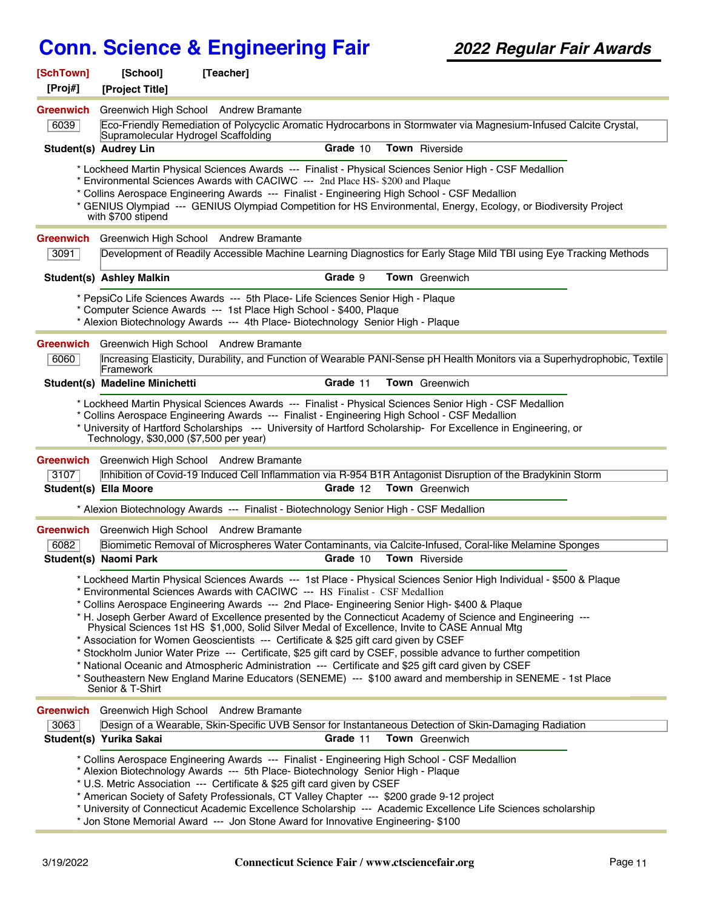# Conn. Science & Engineering Fair

## 2022 Regular Fair Awards

**[SchTown]** **[School]** **[Teacher]**
**[Proj#]** **[Project Title]**

---

**Greenwich** Greenwich High School Andrew Bramante

**6039** Eco-Friendly Remediation of Polycyclic Aromatic Hydrocarbons in Stormwater via Magnesium-Infused Calcite Crystal, Supramolecular Hydrogel Scaffolding

**Student(s)** **Audrey Lin** **Grade** 10 **Town** Riverside

* Lockheed Martin Physical Sciences Awards --- Finalist - Physical Sciences Senior High - CSF Medallion
* Environmental Sciences Awards with CACIWC --- 2nd Place HS- $200 and Plaque
* Collins Aerospace Engineering Awards --- Finalist - Engineering High School - CSF Medallion
* GENIUS Olympiad --- GENIUS Olympiad Competition for HS Environmental, Energy, Ecology, or Biodiversity Project with $700 stipend

---

**Greenwich** Greenwich High School Andrew Bramante

**3091** Development of Readily Accessible Machine Learning Diagnostics for Early Stage Mild TBI using Eye Tracking Methods

**Student(s)** **Ashley Malkin** **Grade** 9 **Town** Greenwich

* PepsiCo Life Sciences Awards --- 5th Place- Life Sciences Senior High - Plaque
* Computer Science Awards --- 1st Place High School - $400, Plaque
* Alexion Biotechnology Awards --- 4th Place- Biotechnology Senior High - Plaque

---

**Greenwich** Greenwich High School Andrew Bramante

**6060** Increasing Elasticity, Durability, and Function of Wearable PANI-Sense pH Health Monitors via a Superhydrophobic, Textile Framework

**Student(s)** **Madeline Minichetti** **Grade** 11 **Town** Greenwich

* Lockheed Martin Physical Sciences Awards --- Finalist - Physical Sciences Senior High - CSF Medallion
* Collins Aerospace Engineering Awards --- Finalist - Engineering High School - CSF Medallion
* University of Hartford Scholarships --- University of Hartford Scholarship- For Excellence in Engineering, or Technology, $30,000 ($7,500 per year)

---

**Greenwich** Greenwich High School Andrew Bramante

**3107** Inhibition of Covid-19 Induced Cell Inflammation via R-954 B1R Antagonist Disruption of the Bradykinin Storm

**Student(s)** **Ella Moore** **Grade** 12 **Town** Greenwich

* Alexion Biotechnology Awards --- Finalist - Biotechnology Senior High - CSF Medallion

---

**Greenwich** Greenwich High School Andrew Bramante

**6082** Biomimetic Removal of Microspheres Water Contaminants, via Calcite-Infused, Coral-like Melamine Sponges

**Student(s)** **Naomi Park** **Grade** 10 **Town** Riverside

* Lockheed Martin Physical Sciences Awards --- 1st Place - Physical Sciences Senior High Individual - $500 & Plaque
* Environmental Sciences Awards with CACIWC --- HS Finalist - CSF Medallion
* Collins Aerospace Engineering Awards --- 2nd Place- Engineering Senior High- $400 & Plaque
* H. Joseph Gerber Award of Excellence presented by the Connecticut Academy of Science and Engineering --- Physical Sciences 1st HS $1,000, Solid Silver Medal of Excellence, Invite to CASE Annual Mtg
* Association for Women Geoscientists --- Certificate & $25 gift card given by CSEF
* Stockholm Junior Water Prize --- Certificate, $25 gift card by CSEF, possible advance to further competition
* National Oceanic and Atmospheric Administration --- Certificate and $25 gift card given by CSEF
* Southeastern New England Marine Educators (SENEME) --- $100 award and membership in SENEME - 1st Place Senior & T-Shirt

---

**Greenwich** Greenwich High School Andrew Bramante

**3063** Design of a Wearable, Skin-Specific UVB Sensor for Instantaneous Detection of Skin-Damaging Radiation

**Student(s)** **Yurika Sakai** **Grade** 11 **Town** Greenwich

* Collins Aerospace Engineering Awards --- Finalist - Engineering High School - CSF Medallion
* Alexion Biotechnology Awards --- 5th Place- Biotechnology Senior High - Plaque
* U.S. Metric Association --- Certificate & $25 gift card given by CSEF
* American Society of Safety Professionals, CT Valley Chapter --- $200 grade 9-12 project
* University of Connecticut Academic Excellence Scholarship --- Academic Excellence Life Sciences scholarship
* Jon Stone Memorial Award --- Jon Stone Award for Innovative Engineering- $100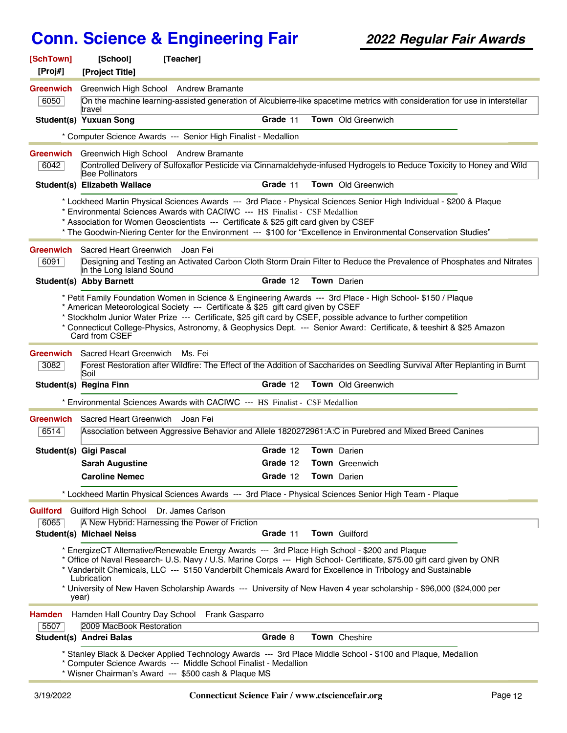# Conn. Science & Engineering Fair

## 2022 Regular Fair Awards

**[SchTown]** **[School]** **[Teacher]**
**[Proj#]** **[Project Title]**

---

**Greenwich** Greenwich High School Andrew Bramante

6050 | On the machine learning-assisted generation of Alcubierre-like spacetime metrics with consideration for use in interstellar travel

**Student(s)** **Yuxuan Song** **Grade** 11 **Town** Old Greenwich

* Computer Science Awards --- Senior High Finalist - Medallion

---

**Greenwich** Greenwich High School Andrew Bramante

6042 | Controlled Delivery of Sulfoxaflor Pesticide via Cinnamaldehyde-infused Hydrogels to Reduce Toxicity to Honey and Wild Bee Pollinators

**Student(s)** **Elizabeth Wallace** **Grade** 11 **Town** Old Greenwich

* Lockheed Martin Physical Sciences Awards --- 3rd Place - Physical Sciences Senior High Individual - $200 & Plaque
* Environmental Sciences Awards with CACIWC --- HS Finalist - CSF Medallion
* Association for Women Geoscientists --- Certificate & $25 gift card given by CSEF
* The Goodwin-Niering Center for the Environment --- $100 for “Excellence in Environmental Conservation Studies”

---

**Greenwich** Sacred Heart Greenwich Joan Fei

6091 | Designing and Testing an Activated Carbon Cloth Storm Drain Filter to Reduce the Prevalence of Phosphates and Nitrates in the Long Island Sound

**Student(s)** **Abby Barnett** **Grade** 12 **Town** Darien

* Petit Family Foundation Women in Science & Engineering Awards --- 3rd Place - High School- $150 / Plaque
* American Meteorological Society --- Certificate & $25 gift card given by CSEF
* Stockholm Junior Water Prize --- Certificate, $25 gift card by CSEF, possible advance to further competition
* Connecticut College-Physics, Astronomy, & Geophysics Dept. --- Senior Award: Certificate, & teeshirt & $25 Amazon Card from CSEF

---

**Greenwich** Sacred Heart Greenwich Ms. Fei

3082 | Forest Restoration after Wildfire: The Effect of the Addition of Saccharides on Seedling Survival After Replanting in Burnt Soil

**Student(s)** **Regina Finn** **Grade** 12 **Town** Old Greenwich

* Environmental Sciences Awards with CACIWC --- HS Finalist - CSF Medallion

---

**Greenwich** Sacred Heart Greenwich Joan Fei

6514 | Association between Aggressive Behavior and Allele 1820272961:A:C in Purebred and Mixed Breed Canines

**Student(s)** **Gigi Pascal** **Grade** 12 **Town** Darien
**Sarah Augustine** **Grade** 12 **Town** Greenwich
**Caroline Nemec** **Grade** 12 **Town** Darien

* Lockheed Martin Physical Sciences Awards --- 3rd Place - Physical Sciences Senior High Team - Plaque

---

**Guilford** Guilford High School Dr. James Carlson

6065 | A New Hybrid: Harnessing the Power of Friction

**Student(s)** **Michael Neiss** **Grade** 11 **Town** Guilford

* EnergizeCT Alternative/Renewable Energy Awards --- 3rd Place High School - $200 and Plaque
* Office of Naval Research- U.S. Navy / U.S. Marine Corps --- High School- Certificate, $75.00 gift card given by ONR
* Vanderbilt Chemicals, LLC --- $150 Vanderbilt Chemicals Award for Excellence in Tribology and Sustainable Lubrication
* University of New Haven Scholarship Awards --- University of New Haven 4 year scholarship - $96,000 ($24,000 per year)

---

**Hamden** Hamden Hall Country Day School Frank Gasparro

5507 | 2009 MacBook Restoration

**Student(s)** **Andrei Balas** **Grade** 8 **Town** Cheshire

* Stanley Black & Decker Applied Technology Awards --- 3rd Place Middle School - $100 and Plaque, Medallion
* Computer Science Awards --- Middle School Finalist - Medallion
* Wisner Chairman’s Award --- $500 cash & Plaque MS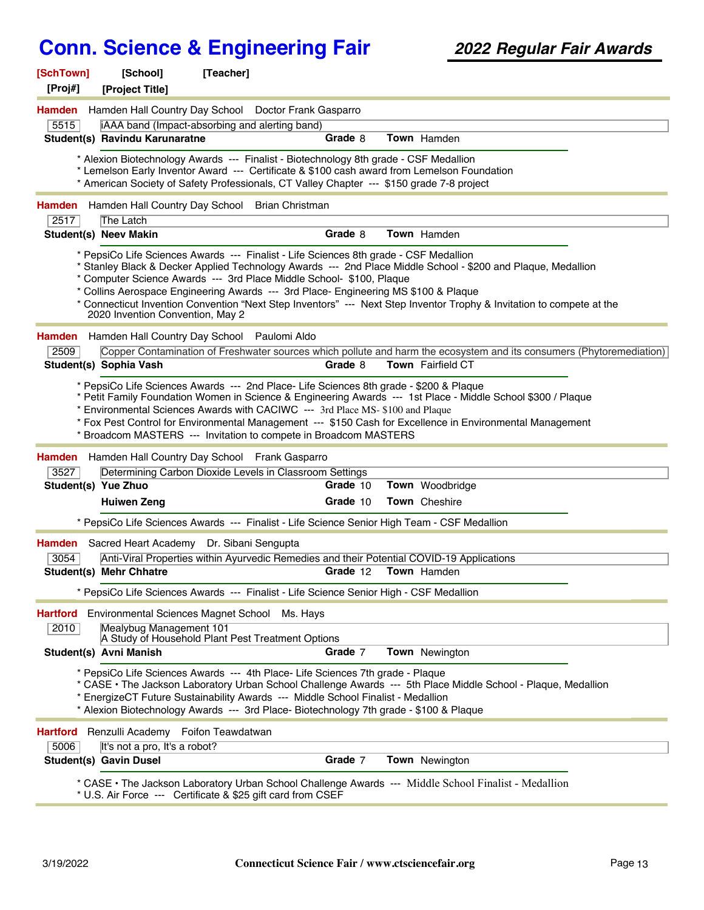# Conn. Science & Engineering Fair

## 2022 Regular Fair Awards

**[SchTown]** **[School]** **[Teacher]**
**[Proj#]** **[Project Title]**

---

**Hamden** Hamden Hall Country Day School Doctor Frank Gasparro

**5515** iAAA band (Impact-absorbing and alerting band)

**Student(s)** **Ravindu Karunaratne** **Grade** 8 **Town** Hamden

* Alexion Biotechnology Awards --- Finalist - Biotechnology 8th grade - CSF Medallion
* Lemelson Early Inventor Award --- Certificate & $100 cash award from Lemelson Foundation
* American Society of Safety Professionals, CT Valley Chapter --- $150 grade 7-8 project

---

**Hamden** Hamden Hall Country Day School Brian Christman

**2517** The Latch

**Student(s)** **Neev Makin** **Grade** 8 **Town** Hamden

* PepsiCo Life Sciences Awards --- Finalist - Life Sciences 8th grade - CSF Medallion
* Stanley Black & Decker Applied Technology Awards --- 2nd Place Middle School - $200 and Plaque, Medallion
* Computer Science Awards --- 3rd Place Middle School- $100, Plaque
* Collins Aerospace Engineering Awards --- 3rd Place- Engineering MS $100 & Plaque
* Connecticut Invention Convention "Next Step Inventors" --- Next Step Inventor Trophy & Invitation to compete at the 2020 Invention Convention, May 2

---

**Hamden** Hamden Hall Country Day School Paulomi Aldo

**2509** Copper Contamination of Freshwater sources which pollute and harm the ecosystem and its consumers (Phytoremediation)

**Student(s)** **Sophia Vash** **Grade** 8 **Town** Fairfield CT

* PepsiCo Life Sciences Awards --- 2nd Place- Life Sciences 8th grade - $200 & Plaque
* Petit Family Foundation Women in Science & Engineering Awards --- 1st Place - Middle School $300 / Plaque
* Environmental Sciences Awards with CACIWC --- 3rd Place MS- $100 and Plaque
* Fox Pest Control for Environmental Management --- $150 Cash for Excellence in Environmental Management
* Broadcom MASTERS --- Invitation to compete in Broadcom MASTERS

---

**Hamden** Hamden Hall Country Day School Frank Gasparro

**3527** Determining Carbon Dioxide Levels in Classroom Settings

**Student(s)** **Yue Zhuo** **Grade** 10 **Town** Woodbridge
**Huiwen Zeng** **Grade** 10 **Town** Cheshire

* PepsiCo Life Sciences Awards --- Finalist - Life Science Senior High Team - CSF Medallion

---

**Hamden** Sacred Heart Academy Dr. Sibani Sengupta

**3054** Anti-Viral Properties within Ayurvedic Remedies and their Potential COVID-19 Applications

**Student(s)** **Mehr Chhatre** **Grade** 12 **Town** Hamden

* PepsiCo Life Sciences Awards --- Finalist - Life Science Senior High - CSF Medallion

---

**Hartford** Environmental Sciences Magnet School Ms. Hays

**2010** Mealybug Management 101
A Study of Household Plant Pest Treatment Options

**Student(s)** **Avni Manish** **Grade** 7 **Town** Newington

* PepsiCo Life Sciences Awards --- 4th Place- Life Sciences 7th grade - Plaque
* CASE • The Jackson Laboratory Urban School Challenge Awards --- 5th Place Middle School - Plaque, Medallion
* EnergizeCT Future Sustainability Awards --- Middle School Finalist - Medallion
* Alexion Biotechnology Awards --- 3rd Place- Biotechnology 7th grade - $100 & Plaque

---

**Hartford** Renzulli Academy Foifon Teawdatwan

**5006** It's not a pro, It's a robot?

**Student(s)** **Gavin Dusel** **Grade** 7 **Town** Newington

* CASE • The Jackson Laboratory Urban School Challenge Awards --- Middle School Finalist - Medallion
* U.S. Air Force --- Certificate & $25 gift card from CSEF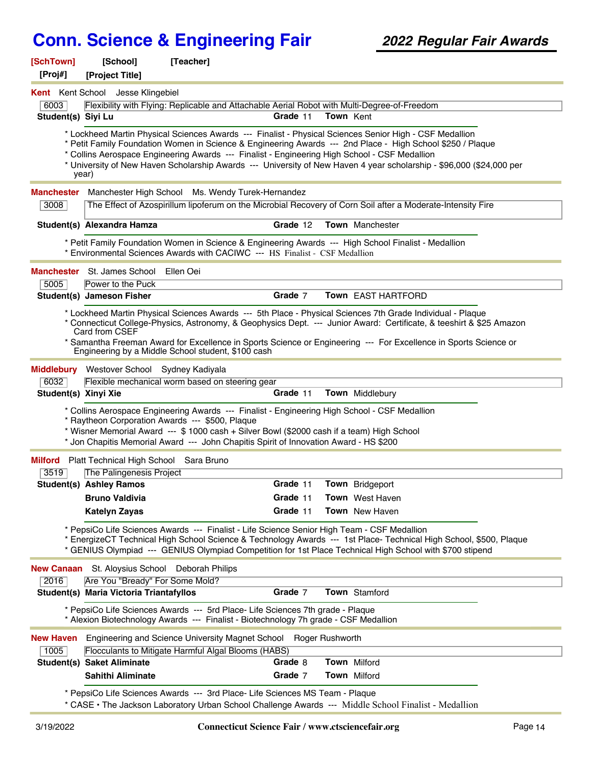# Conn. Science & Engineering Fair

## 2022 Regular Fair Awards

**[SchTown]** **[School]** **[Teacher]**
**[Proj#]** **[Project Title]**

---

**Kent** Kent School Jesse Klingebiel

**6003** Flexibility with Flying: Replicable and Attachable Aerial Robot with Multi-Degree-of-Freedom

| Student(s) | Grade | Town |
|---|---|---|
| **Siyi Lu** | 11 | Kent |

* Lockheed Martin Physical Sciences Awards --- Finalist - Physical Sciences Senior High - CSF Medallion
* Petit Family Foundation Women in Science & Engineering Awards --- 2nd Place - High School $250 / Plaque
* Collins Aerospace Engineering Awards --- Finalist - Engineering High School - CSF Medallion
* University of New Haven Scholarship Awards --- University of New Haven 4 year scholarship - $96,000 ($24,000 per year)

---

**Manchester** Manchester High School Ms. Wendy Turek-Hernandez

**3008** The Effect of Azospirillum lipoferum on the Microbial Recovery of Corn Soil after a Moderate-Intensity Fire

| Student(s) | Grade | Town |
|---|---|---|
| **Alexandra Hamza** | 12 | Manchester |

* Petit Family Foundation Women in Science & Engineering Awards --- High School Finalist - Medallion
* Environmental Sciences Awards with CACIWC --- HS Finalist - CSF Medallion

---

**Manchester** St. James School Ellen Oei

**5005** Power to the Puck

| Student(s) | Grade | Town |
|---|---|---|
| **Jameson Fisher** | 7 | EAST HARTFORD |

* Lockheed Martin Physical Sciences Awards --- 5th Place - Physical Sciences 7th Grade Individual - Plaque
* Connecticut College-Physics, Astronomy, & Geophysics Dept. --- Junior Award: Certificate, & teeshirt & $25 Amazon Card from CSEF
* Samantha Freeman Award for Excellence in Sports Science or Engineering --- For Excellence in Sports Science or Engineering by a Middle School student, $100 cash

---

**Middlebury** Westover School Sydney Kadiyala

**6032** Flexible mechanical worm based on steering gear

| Student(s) | Grade | Town |
|---|---|---|
| **Xinyi Xie** | 11 | Middlebury |

* Collins Aerospace Engineering Awards --- Finalist - Engineering High School - CSF Medallion
* Raytheon Corporation Awards --- $500, Plaque
* Wisner Memorial Award --- $ 1000 cash + Silver Bowl ($2000 cash if a team) High School
* Jon Chapitis Memorial Award --- John Chapitis Spirit of Innovation Award - HS $200

---

**Milford** Platt Technical High School Sara Bruno

**3519** The Palingenesis Project

| Student(s) | Grade | Town |
|---|---|---|
| **Ashley Ramos** | 11 | Bridgeport |
| **Bruno Valdivia** | 11 | West Haven |
| **Katelyn Zayas** | 11 | New Haven |

* PepsiCo Life Sciences Awards --- Finalist - Life Science Senior High Team - CSF Medallion
* EnergizeCT Technical High School Science & Technology Awards --- 1st Place- Technical High School, $500, Plaque
* GENIUS Olympiad --- GENIUS Olympiad Competition for 1st Place Technical High School with $700 stipend

---

**New Canaan** St. Aloysius School Deborah Philips

**2016** Are You "Bready" For Some Mold?

| Student(s) | Grade | Town |
|---|---|---|
| **Maria Victoria Triantafyllos** | 7 | Stamford |

* PepsiCo Life Sciences Awards --- 5rd Place- Life Sciences 7th grade - Plaque
* Alexion Biotechnology Awards --- Finalist - Biotechnology 7h grade - CSF Medallion

---

**New Haven** Engineering and Science University Magnet School Roger Rushworth

**1005** Flocculants to Mitigate Harmful Algal Blooms (HABS)

| Student(s) | Grade | Town |
|---|---|---|
| **Saket Aliminate** | 8 | Milford |
| **Sahithi Aliminate** | 7 | Milford |

* PepsiCo Life Sciences Awards --- 3rd Place- Life Sciences MS Team - Plaque
* CASE • The Jackson Laboratory Urban School Challenge Awards --- Middle School Finalist - Medallion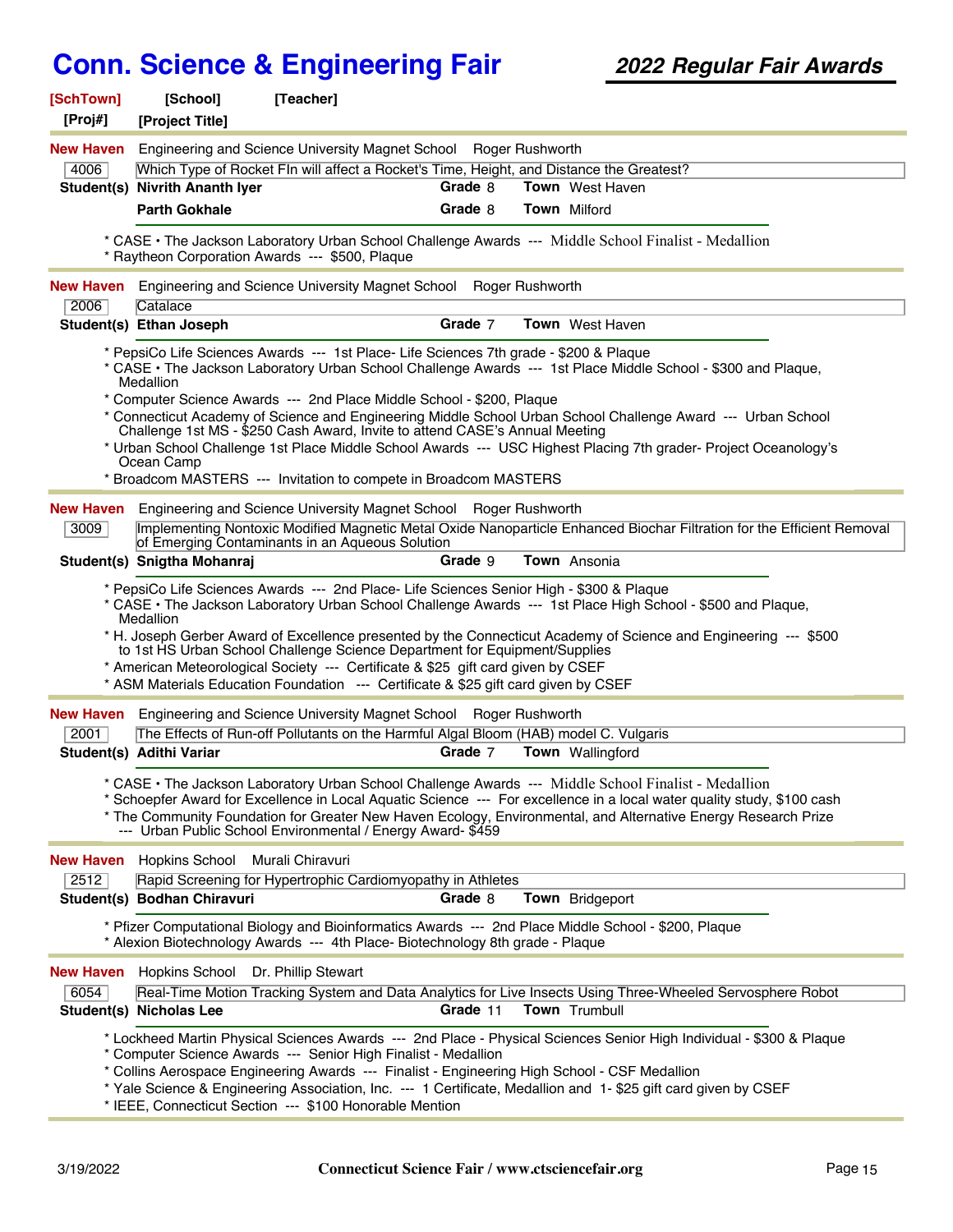# Conn. Science & Engineering Fair

## 2022 Regular Fair Awards

**[SchTown]** **[School]** **[Teacher]**
**[Proj#]** **[Project Title]**

---

**New Haven** Engineering and Science University Magnet School Roger Rushworth

4006 | Which Type of Rocket FIn will affect a Rocket's Time, Height, and Distance the Greatest?

**Student(s)** **Nivrith Anant Iyer** **Grade** 8 **Town** West Haven
**Parth Gokhale** **Grade** 8 **Town** Milford

* CASE • The Jackson Laboratory Urban School Challenge Awards --- Middle School Finalist - Medallion
* Raytheon Corporation Awards --- $500, Plaque

---

**New Haven** Engineering and Science University Magnet School Roger Rushworth

2006 | Catalace

**Student(s)** **Ethan Joseph** **Grade** 7 **Town** West Haven

* PepsiCo Life Sciences Awards --- 1st Place- Life Sciences 7th grade - $200 & Plaque
* CASE • The Jackson Laboratory Urban School Challenge Awards --- 1st Place Middle School - $300 and Plaque, Medallion
* Computer Science Awards --- 2nd Place Middle School - $200, Plaque
* Connecticut Academy of Science and Engineering Middle School Urban School Challenge Award --- Urban School Challenge 1st MS - $250 Cash Award, Invite to attend CASE's Annual Meeting
* Urban School Challenge 1st Place Middle School Awards --- USC Highest Placing 7th grader- Project Oceanology's Ocean Camp
* Broadcom MASTERS --- Invitation to compete in Broadcom MASTERS

---

**New Haven** Engineering and Science University Magnet School Roger Rushworth

3009 | Implementing Nontoxic Modified Magnetic Metal Oxide Nanoparticle Enhanced Biochar Filtration for the Efficient Removal of Emerging Contaminants in an Aqueous Solution

**Student(s)** **Snigtha Mohanraj** **Grade** 9 **Town** Ansonia

* PepsiCo Life Sciences Awards --- 2nd Place- Life Sciences Senior High - $300 & Plaque
* CASE • The Jackson Laboratory Urban School Challenge Awards --- 1st Place High School - $500 and Plaque, Medallion
* H. Joseph Gerber Award of Excellence presented by the Connecticut Academy of Science and Engineering --- $500 to 1st HS Urban School Challenge Science Department for Equipment/Supplies
* American Meteorological Society --- Certificate & $25 gift card given by CSEF
* ASM Materials Education Foundation --- Certificate & $25 gift card given by CSEF

---

**New Haven** Engineering and Science University Magnet School Roger Rushworth

2001 | The Effects of Run-off Pollutants on the Harmful Algal Bloom (HAB) model C. Vulgaris

**Student(s)** **Adithi Variar** **Grade** 7 **Town** Wallingford

* CASE • The Jackson Laboratory Urban School Challenge Awards --- Middle School Finalist - Medallion
* Schoepfer Award for Excellence in Local Aquatic Science --- For excellence in a local water quality study, $100 cash
* The Community Foundation for Greater New Haven Ecology, Environmental, and Alternative Energy Research Prize --- Urban Public School Environmental / Energy Award- $459

---

**New Haven** Hopkins School Murali Chiravuri

2512 | Rapid Screening for Hypertrophic Cardiomyopathy in Athletes

**Student(s)** **Bodhan Chiravuri** **Grade** 8 **Town** Bridgeport

* Pfizer Computational Biology and Bioinformatics Awards --- 2nd Place Middle School - $200, Plaque
* Alexion Biotechnology Awards --- 4th Place- Biotechnology 8th grade - Plaque

---

**New Haven** Hopkins School Dr. Phillip Stewart

6054 | Real-Time Motion Tracking System and Data Analytics for Live Insects Using Three-Wheeled Servosphere Robot

**Student(s)** **Nicholas Lee** **Grade** 11 **Town** Trumbull

* Lockheed Martin Physical Sciences Awards --- 2nd Place - Physical Sciences Senior High Individual - $300 & Plaque
* Computer Science Awards --- Senior High Finalist - Medallion
* Collins Aerospace Engineering Awards --- Finalist - Engineering High School - CSF Medallion
* Yale Science & Engineering Association, Inc. --- 1 Certificate, Medallion and 1- $25 gift card given by CSEF
* IEEE, Connecticut Section --- $100 Honorable Mention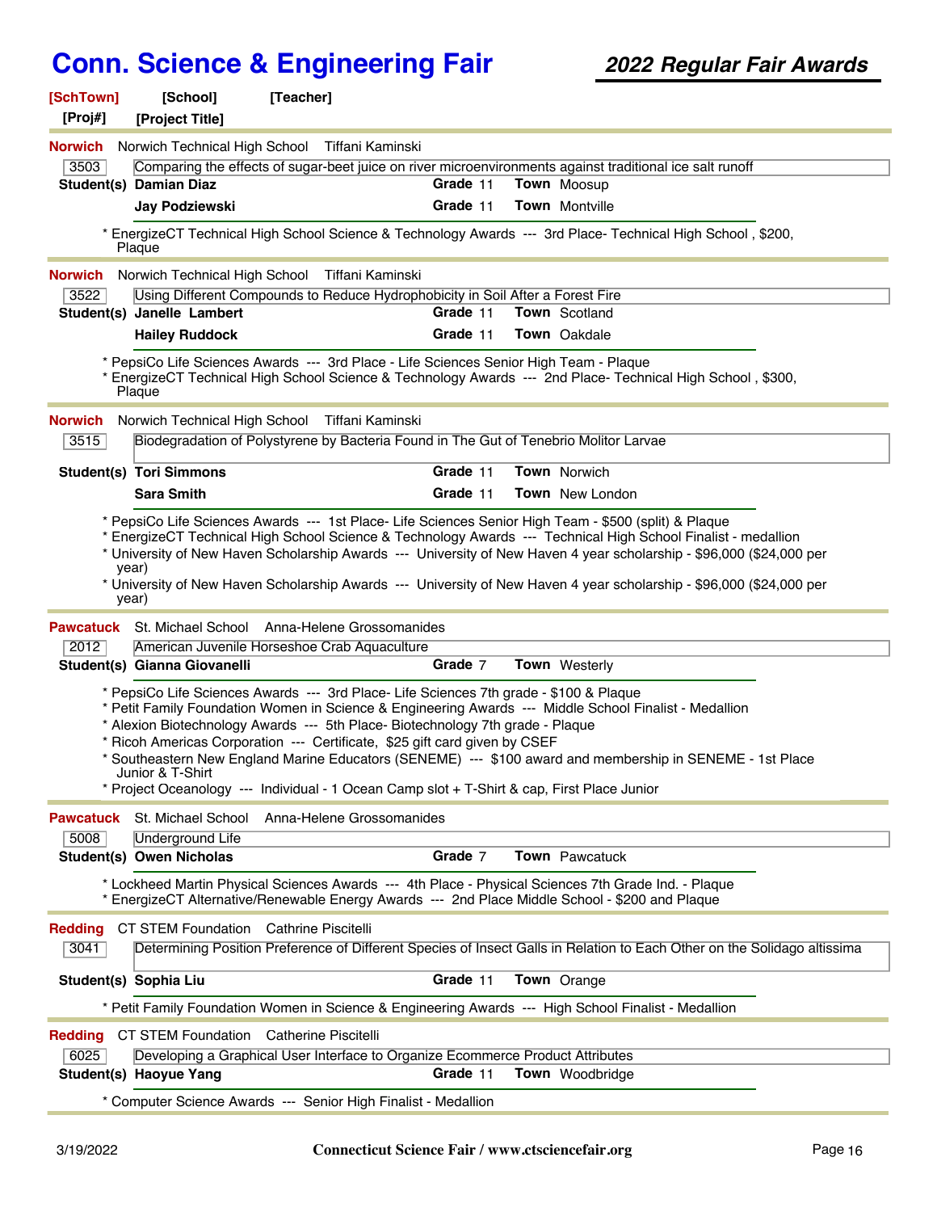# Conn. Science & Engineering Fair

## 2022 Regular Fair Awards

**[SchTown]** **[School]** **[Teacher]**
**[Proj#]** **[Project Title]**

---

**Norwich** Norwich Technical High School Tiffani Kaminski

3503 | Comparing the effects of sugar-beet juice on river microenvironments against traditional ice salt runoff

**Student(s)** **Damian Diaz** — **Grade** 11 — **Town** Moosup
**Jay Podziewski** — **Grade** 11 — **Town** Montville

* EnergizeCT Technical High School Science & Technology Awards --- 3rd Place- Technical High School , $200, Plaque

---

**Norwich** Norwich Technical High School Tiffani Kaminski

3522 | Using Different Compounds to Reduce Hydrophobicity in Soil After a Forest Fire

**Student(s)** **Janelle Lambert** — **Grade** 11 — **Town** Scotland
**Hailey Ruddock** — **Grade** 11 — **Town** Oakdale

* PepsiCo Life Sciences Awards --- 3rd Place - Life Sciences Senior High Team - Plaque
* EnergizeCT Technical High School Science & Technology Awards --- 2nd Place- Technical High School , $300, Plaque

---

**Norwich** Norwich Technical High School Tiffani Kaminski

3515 | Biodegradation of Polystyrene by Bacteria Found in The Gut of Tenebrio Molitor Larvae

**Student(s)** **Tori Simmons** — **Grade** 11 — **Town** Norwich
**Sara Smith** — **Grade** 11 — **Town** New London

* PepsiCo Life Sciences Awards --- 1st Place- Life Sciences Senior High Team - $500 (split) & Plaque
* EnergizeCT Technical High School Science & Technology Awards --- Technical High School Finalist - medallion
* University of New Haven Scholarship Awards --- University of New Haven 4 year scholarship - $96,000 ($24,000 per year)
* University of New Haven Scholarship Awards --- University of New Haven 4 year scholarship - $96,000 ($24,000 per year)

---

**Pawcatuck** St. Michael School Anna-Helene Grossomanides

2012 | American Juvenile Horseshoe Crab Aquaculture

**Student(s)** **Gianna Giovanelli** — **Grade** 7 — **Town** Westerly

* PepsiCo Life Sciences Awards --- 3rd Place- Life Sciences 7th grade - $100 & Plaque
* Petit Family Foundation Women in Science & Engineering Awards --- Middle School Finalist - Medallion
* Alexion Biotechnology Awards --- 5th Place- Biotechnology 7th grade - Plaque
* Ricoh Americas Corporation --- Certificate, $25 gift card given by CSEF
* Southeastern New England Marine Educators (SENEME) --- $100 award and membership in SENEME - 1st Place Junior & T-Shirt
* Project Oceanology --- Individual - 1 Ocean Camp slot + T-Shirt & cap, First Place Junior

---

**Pawcatuck** St. Michael School Anna-Helene Grossomanides

5008 | Underground Life

**Student(s)** **Owen Nicholas** — **Grade** 7 — **Town** Pawcatuck

* Lockheed Martin Physical Sciences Awards --- 4th Place - Physical Sciences 7th Grade Ind. - Plaque
* EnergizeCT Alternative/Renewable Energy Awards --- 2nd Place Middle School - $200 and Plaque

---

**Redding** CT STEM Foundation Cathrine Piscitelli

3041 | Determining Position Preference of Different Species of Insect Galls in Relation to Each Other on the Solidago altissima

**Student(s)** **Sophia Liu** — **Grade** 11 — **Town** Orange

* Petit Family Foundation Women in Science & Engineering Awards --- High School Finalist - Medallion

---

**Redding** CT STEM Foundation Catherine Piscitelli

6025 | Developing a Graphical User Interface to Organize Ecommerce Product Attributes

**Student(s)** **Haoyue Yang** — **Grade** 11 — **Town** Woodbridge

* Computer Science Awards --- Senior High Finalist - Medallion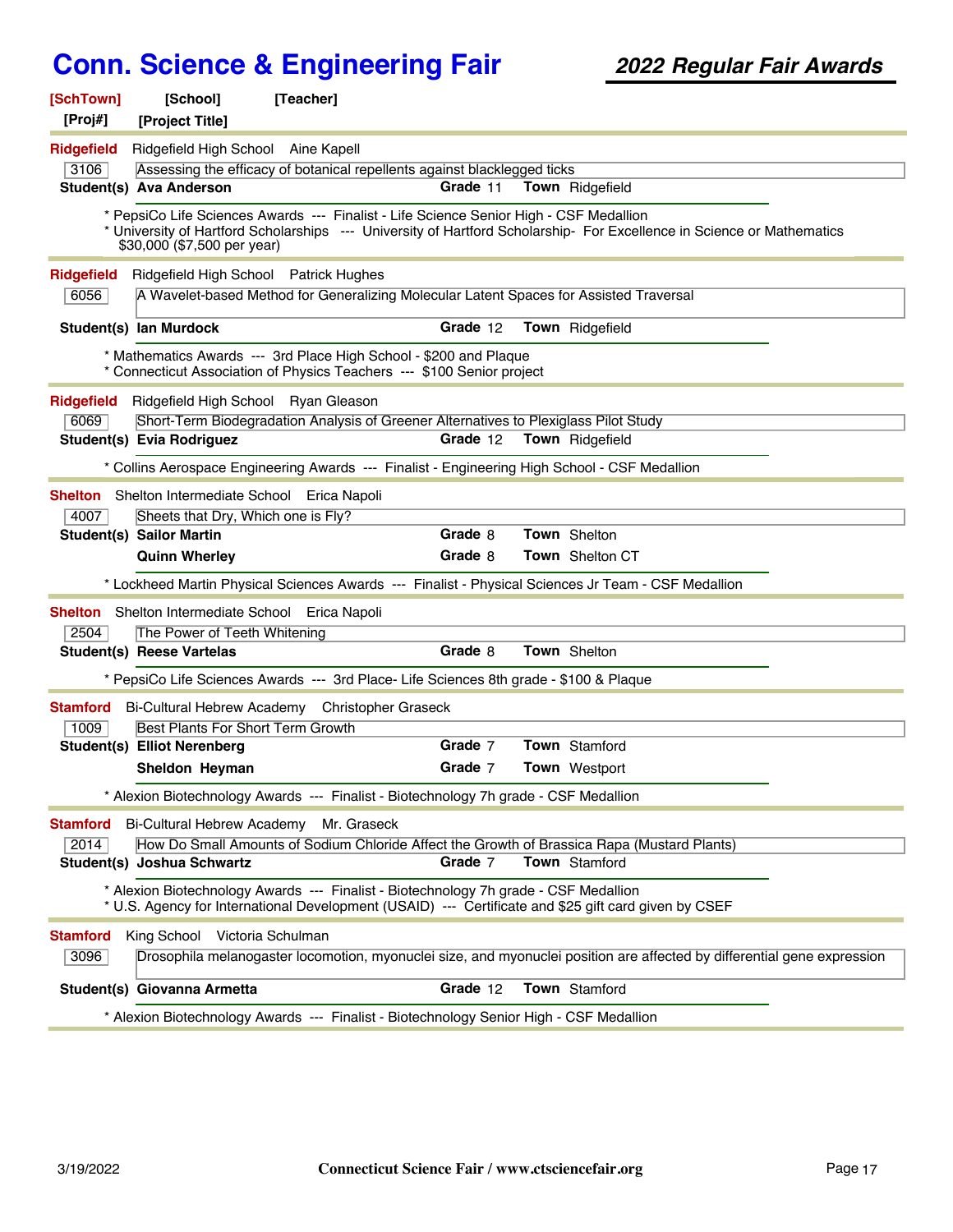# Conn. Science & Engineering Fair

## *2022 Regular Fair Awards*

**[SchTown]** **[School]** **[Teacher]**
**[Proj#]** **[Project Title]**

---

**Ridgefield** Ridgefield High School Aine Kapell

3106 | Assessing the efficacy of botanical repellents against blacklegged ticks

**Student(s)** **Ava Anderson** **Grade** 11 **Town** Ridgefield

* PepsiCo Life Sciences Awards --- Finalist - Life Science Senior High - CSF Medallion
* University of Hartford Scholarships --- University of Hartford Scholarship- For Excellence in Science or Mathematics $30,000 ($7,500 per year)

---

**Ridgefield** Ridgefield High School Patrick Hughes

6056 | A Wavelet-based Method for Generalizing Molecular Latent Spaces for Assisted Traversal

**Student(s)** **Ian Murdock** **Grade** 12 **Town** Ridgefield

* Mathematics Awards --- 3rd Place High School - $200 and Plaque
* Connecticut Association of Physics Teachers --- $100 Senior project

---

**Ridgefield** Ridgefield High School Ryan Gleason

6069 | Short-Term Biodegradation Analysis of Greener Alternatives to Plexiglass Pilot Study

**Student(s)** **Evia Rodriguez** **Grade** 12 **Town** Ridgefield

* Collins Aerospace Engineering Awards --- Finalist - Engineering High School - CSF Medallion

---

**Shelton** Shelton Intermediate School Erica Napoli

4007 | Sheets that Dry, Which one is Fly?

**Student(s)** **Sailor Martin** **Grade** 8 **Town** Shelton
**Quinn Wherley** **Grade** 8 **Town** Shelton CT

* Lockheed Martin Physical Sciences Awards --- Finalist - Physical Sciences Jr Team - CSF Medallion

---

**Shelton** Shelton Intermediate School Erica Napoli

2504 | The Power of Teeth Whitening

**Student(s)** **Reese Vartelas** **Grade** 8 **Town** Shelton

* PepsiCo Life Sciences Awards --- 3rd Place- Life Sciences 8th grade - $100 & Plaque

---

**Stamford** Bi-Cultural Hebrew Academy Christopher Graseck

1009 | Best Plants For Short Term Growth

**Student(s)** **Elliot Nerenberg** **Grade** 7 **Town** Stamford
**Sheldon Heyman** **Grade** 7 **Town** Westport

* Alexion Biotechnology Awards --- Finalist - Biotechnology 7h grade - CSF Medallion

---

**Stamford** Bi-Cultural Hebrew Academy Mr. Graseck

2014 | How Do Small Amounts of Sodium Chloride Affect the Growth of Brassica Rapa (Mustard Plants)

**Student(s)** **Joshua Schwartz** **Grade** 7 **Town** Stamford

* Alexion Biotechnology Awards --- Finalist - Biotechnology 7h grade - CSF Medallion
* U.S. Agency for International Development (USAID) --- Certificate and $25 gift card given by CSEF

---

**Stamford** King School Victoria Schulman

3096 | Drosophila melanogaster locomotion, myonuclei size, and myonuclei position are affected by differential gene expression

**Student(s)** **Giovanna Armetta** **Grade** 12 **Town** Stamford

* Alexion Biotechnology Awards --- Finalist - Biotechnology Senior High - CSF Medallion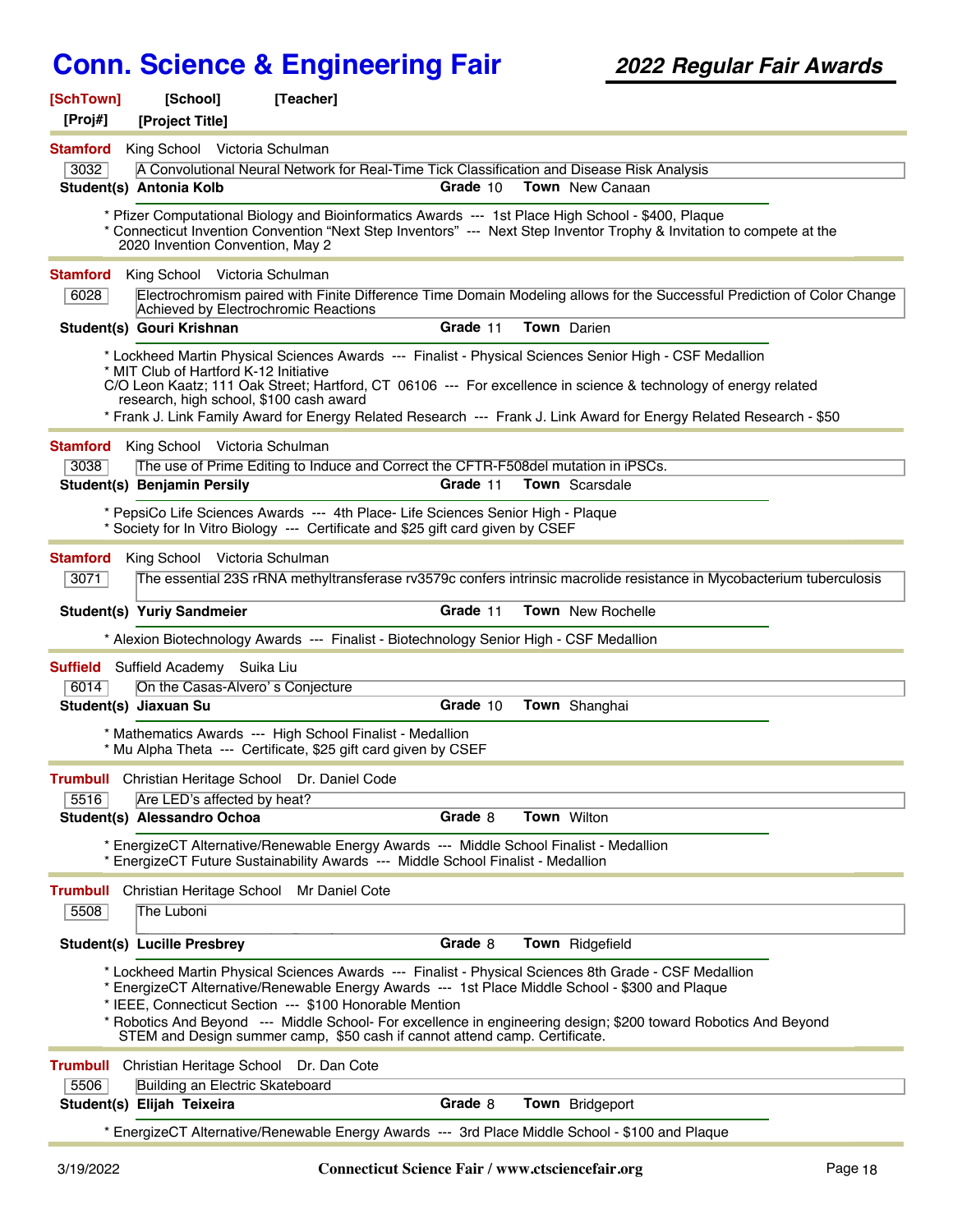# Conn. Science & Engineering Fair

## 2022 Regular Fair Awards

**[SchTown]** **[School]** **[Teacher]**
**[Proj#]** **[Project Title]**

---

**Stamford** King School Victoria Schulman

3032 | A Convolutional Neural Network for Real-Time Tick Classification and Disease Risk Analysis

**Student(s) Antonia Kolb** **Grade** 10 **Town** New Canaan

* Pfizer Computational Biology and Bioinformatics Awards --- 1st Place High School - $400, Plaque
* Connecticut Invention Convention "Next Step Inventors" --- Next Step Inventor Trophy & Invitation to compete at the 2020 Invention Convention, May 2

---

**Stamford** King School Victoria Schulman

6028 | Electrochromism paired with Finite Difference Time Domain Modeling allows for the Successful Prediction of Color Change Achieved by Electrochromic Reactions

**Student(s) Gouri Krishnan** **Grade** 11 **Town** Darien

* Lockheed Martin Physical Sciences Awards --- Finalist - Physical Sciences Senior High - CSF Medallion
* MIT Club of Hartford K-12 Initiative
C/O Leon Kaatz; 111 Oak Street; Hartford, CT 06106 --- For excellence in science & technology of energy related research, high school, $100 cash award
* Frank J. Link Family Award for Energy Related Research --- Frank J. Link Award for Energy Related Research - $50

---

**Stamford** King School Victoria Schulman

3038 | The use of Prime Editing to Induce and Correct the CFTR-F508del mutation in iPSCs.

**Student(s) Benjamin Persily** **Grade** 11 **Town** Scarsdale

* PepsiCo Life Sciences Awards --- 4th Place- Life Sciences Senior High - Plaque
* Society for In Vitro Biology --- Certificate and $25 gift card given by CSEF

---

**Stamford** King School Victoria Schulman

3071 | The essential 23S rRNA methyltransferase rv3579c confers intrinsic macrolide resistance in Mycobacterium tuberculosis

**Student(s) Yuriy Sandmeier** **Grade** 11 **Town** New Rochelle

* Alexion Biotechnology Awards --- Finalist - Biotechnology Senior High - CSF Medallion

---

**Suffield** Suffield Academy Suika Liu

6014 | On the Casas-Alvero' s Conjecture

**Student(s) Jiaxuan Su** **Grade** 10 **Town** Shanghai

* Mathematics Awards --- High School Finalist - Medallion
* Mu Alpha Theta --- Certificate, $25 gift card given by CSEF

---

**Trumbull** Christian Heritage School Dr. Daniel Code

5516 | Are LED's affected by heat?

**Student(s) Alessandro Ochoa** **Grade** 8 **Town** Wilton

* EnergizeCT Alternative/Renewable Energy Awards --- Middle School Finalist - Medallion
* EnergizeCT Future Sustainability Awards --- Middle School Finalist - Medallion

---

**Trumbull** Christian Heritage School Mr Daniel Cote

5508 | The Luboni

**Student(s) Lucille Presbrey** **Grade** 8 **Town** Ridgefield

* Lockheed Martin Physical Sciences Awards --- Finalist - Physical Sciences 8th Grade - CSF Medallion
* EnergizeCT Alternative/Renewable Energy Awards --- 1st Place Middle School - $300 and Plaque
* IEEE, Connecticut Section --- $100 Honorable Mention
* Robotics And Beyond --- Middle School- For excellence in engineering design; $200 toward Robotics And Beyond STEM and Design summer camp, $50 cash if cannot attend camp. Certificate.

---

**Trumbull** Christian Heritage School Dr. Dan Cote

5506 | Building an Electric Skateboard

**Student(s) Elijah Teixeira** **Grade** 8 **Town** Bridgeport

* EnergizeCT Alternative/Renewable Energy Awards --- 3rd Place Middle School - $100 and Plaque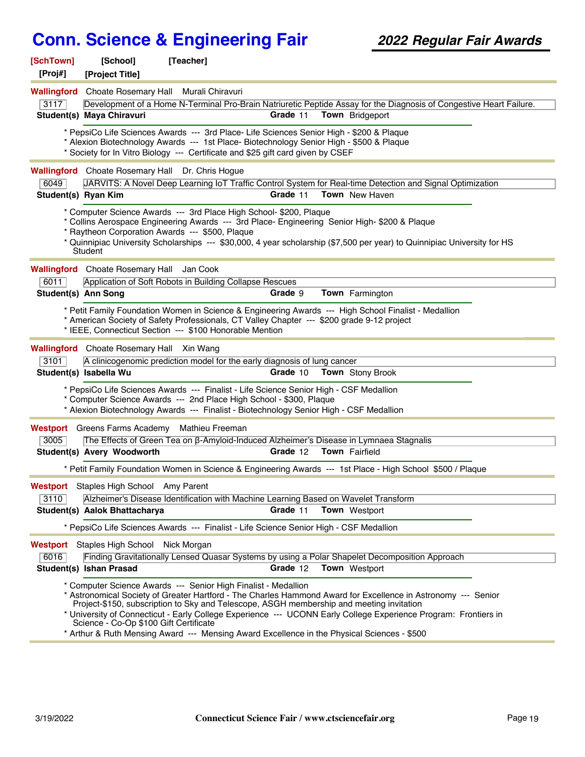# Conn. Science & Engineering Fair

## *2022 Regular Fair Awards*

**[SchTown]** **[School]** **[Teacher]**
**[Proj#]** **[Project Title]**

---

**Wallingford** Choate Rosemary Hall Murali Chiravuri

3117 | Development of a Home N-Terminal Pro-Brain Natriuretic Peptide Assay for the Diagnosis of Congestive Heart Failure.

**Student(s) Maya Chiravuri** **Grade** 11 **Town** Bridgeport

* PepsiCo Life Sciences Awards --- 3rd Place- Life Sciences Senior High - $200 & Plaque
* Alexion Biotechnology Awards --- 1st Place- Biotechnology Senior High - $500 & Plaque
* Society for In Vitro Biology --- Certificate and $25 gift card given by CSEF

---

**Wallingford** Choate Rosemary Hall Dr. Chris Hogue

6049 | JARVITS: A Novel Deep Learning IoT Traffic Control System for Real-time Detection and Signal Optimization

**Student(s) Ryan Kim** **Grade** 11 **Town** New Haven

* Computer Science Awards --- 3rd Place High School- $200, Plaque
* Collins Aerospace Engineering Awards --- 3rd Place- Engineering Senior High- $200 & Plaque
* Raytheon Corporation Awards --- $500, Plaque
* Quinnipiac University Scholarships --- $30,000, 4 year scholarship ($7,500 per year) to Quinnipiac University for HS Student

---

**Wallingford** Choate Rosemary Hall Jan Cook

6011 | Application of Soft Robots in Building Collapse Rescues

**Student(s) Ann Song** **Grade** 9 **Town** Farmington

* Petit Family Foundation Women in Science & Engineering Awards --- High School Finalist - Medallion
* American Society of Safety Professionals, CT Valley Chapter --- $200 grade 9-12 project
* IEEE, Connecticut Section --- $100 Honorable Mention

---

**Wallingford** Choate Rosemary Hall Xin Wang

3101 | A clinicogenomic prediction model for the early diagnosis of lung cancer

**Student(s) Isabella Wu** **Grade** 10 **Town** Stony Brook

* PepsiCo Life Sciences Awards --- Finalist - Life Science Senior High - CSF Medallion
* Computer Science Awards --- 2nd Place High School - $300, Plaque
* Alexion Biotechnology Awards --- Finalist - Biotechnology Senior High - CSF Medallion

---

**Westport** Greens Farms Academy Mathieu Freeman

3005 | The Effects of Green Tea on β-Amyloid-Induced Alzheimer’s Disease in Lymnaea Stagnalis

**Student(s) Avery Woodworth** **Grade** 12 **Town** Fairfield

* Petit Family Foundation Women in Science & Engineering Awards --- 1st Place - High School $500 / Plaque

---

**Westport** Staples High School Amy Parent

3110 | Alzheimer's Disease Identification with Machine Learning Based on Wavelet Transform

**Student(s) Aalok Bhattacharya** **Grade** 11 **Town** Westport

* PepsiCo Life Sciences Awards --- Finalist - Life Science Senior High - CSF Medallion

---

**Westport** Staples High School Nick Morgan

6016 | Finding Gravitationally Lensed Quasar Systems by using a Polar Shapelet Decomposition Approach

**Student(s) Ishan Prasad** **Grade** 12 **Town** Westport

* Computer Science Awards --- Senior High Finalist - Medallion
* Astronomical Society of Greater Hartford - The Charles Hammond Award for Excellence in Astronomy --- Senior Project-$150, subscription to Sky and Telescope, ASGH membership and meeting invitation
* University of Connecticut - Early College Experience --- UCONN Early College Experience Program: Frontiers in Science - Co-Op $100 Gift Certificate
* Arthur & Ruth Mensing Award --- Mensing Award Excellence in the Physical Sciences - $500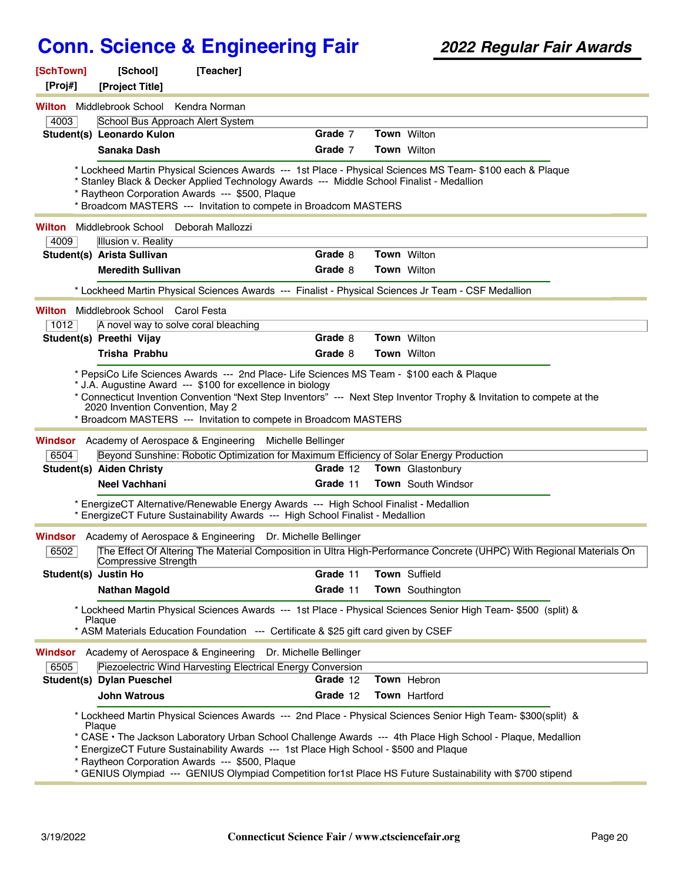# Conn. Science & Engineering Fair

## 2022 Regular Fair Awards

**[SchTown]** **[School]** **[Teacher]**
**[Proj#]** **[Project Title]**

---

**Wilton** Middlebrook School Kendra Norman

**4003** School Bus Approach Alert System

| Student(s) | Grade | Town |
|---|---|---|
| **Leonardo Kulon** | 7 | Wilton |
| **Sanaka Dash** | 7 | Wilton |

* Lockheed Martin Physical Sciences Awards --- 1st Place - Physical Sciences MS Team- $100 each & Plaque
* Stanley Black & Decker Applied Technology Awards --- Middle School Finalist - Medallion
* Raytheon Corporation Awards --- $500, Plaque
* Broadcom MASTERS --- Invitation to compete in Broadcom MASTERS

---

**Wilton** Middlebrook School Deborah Mallozzi

**4009** Illusion v. Reality

| Student(s) | Grade | Town |
|---|---|---|
| **Arista Sullivan** | 8 | Wilton |
| **Meredith Sullivan** | 8 | Wilton |

* Lockheed Martin Physical Sciences Awards --- Finalist - Physical Sciences Jr Team - CSF Medallion

---

**Wilton** Middlebrook School Carol Festa

**1012** A novel way to solve coral bleaching

| Student(s) | Grade | Town |
|---|---|---|
| **Preethi Vijay** | 8 | Wilton |
| **Trisha Prabhu** | 8 | Wilton |

* PepsiCo Life Sciences Awards --- 2nd Place- Life Sciences MS Team - $100 each & Plaque
* J.A. Augustine Award --- $100 for excellence in biology
* Connecticut Invention Convention "Next Step Inventors" --- Next Step Inventor Trophy & Invitation to compete at the 2020 Invention Convention, May 2
* Broadcom MASTERS --- Invitation to compete in Broadcom MASTERS

---

**Windsor** Academy of Aerospace & Engineering Michelle Bellinger

**6504** Beyond Sunshine: Robotic Optimization for Maximum Efficiency of Solar Energy Production

| Student(s) | Grade | Town |
|---|---|---|
| **Aiden Christy** | 12 | Glastonbury |
| **Neel Vachhani** | 11 | South Windsor |

* EnergizeCT Alternative/Renewable Energy Awards --- High School Finalist - Medallion
* EnergizeCT Future Sustainability Awards --- High School Finalist - Medallion

---

**Windsor** Academy of Aerospace & Engineering Dr. Michelle Bellinger

**6502** The Effect Of Altering The Material Composition in Ultra High-Performance Concrete (UHPC) With Regional Materials On Compressive Strength

| Student(s) | Grade | Town |
|---|---|---|
| **Justin Ho** | 11 | Suffield |
| **Nathan Magold** | 11 | Southington |

* Lockheed Martin Physical Sciences Awards --- 1st Place - Physical Sciences Senior High Team- $500 (split) & Plaque
* ASM Materials Education Foundation --- Certificate & $25 gift card given by CSEF

---

**Windsor** Academy of Aerospace & Engineering Dr. Michelle Bellinger

**6505** Piezoelectric Wind Harvesting Electrical Energy Conversion

| Student(s) | Grade | Town |
|---|---|---|
| **Dylan Pueschel** | 12 | Hebron |
| **John Watrous** | 12 | Hartford |

* Lockheed Martin Physical Sciences Awards --- 2nd Place - Physical Sciences Senior High Team- $300(split) & Plaque
* CASE • The Jackson Laboratory Urban School Challenge Awards --- 4th Place High School - Plaque, Medallion
* EnergizeCT Future Sustainability Awards --- 1st Place High School - $500 and Plaque
* Raytheon Corporation Awards --- $500, Plaque
* GENIUS Olympiad --- GENIUS Olympiad Competition for1st Place HS Future Sustainability with $700 stipend

---

3/19/2022 Connecticut Science Fair / www.ctsciencefair.org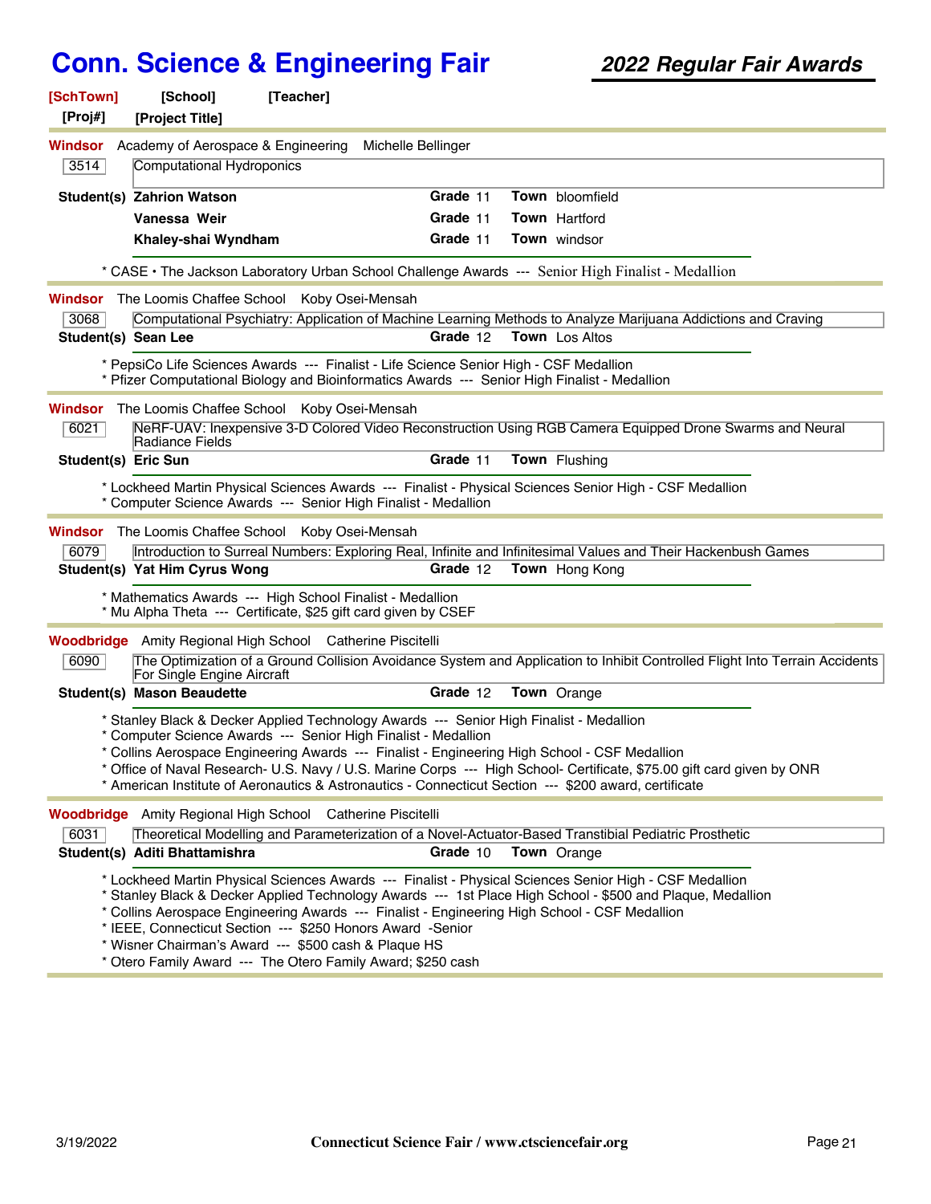# Conn. Science & Engineering Fair

## 2022 Regular Fair Awards

**[SchTown]** **[School]** **[Teacher]**
**[Proj#]** **[Project Title]**

---

**Windsor** Academy of Aerospace & Engineering Michelle Bellinger

**3514** Computational Hydroponics

| Student(s) | Grade | Town |
|---|---|---|
| Zahrion Watson | 11 | bloomfield |
| Vanessa Weir | 11 | Hartford |
| Khaley-shai Wyndham | 11 | windsor |

* CASE • The Jackson Laboratory Urban School Challenge Awards --- Senior High Finalist - Medallion

---

**Windsor** The Loomis Chaffee School Koby Osei-Mensah

**3068** Computational Psychiatry: Application of Machine Learning Methods to Analyze Marijuana Addictions and Craving

| Student(s) | Grade | Town |
|---|---|---|
| Sean Lee | 12 | Los Altos |

* PepsiCo Life Sciences Awards --- Finalist - Life Science Senior High - CSF Medallion
* Pfizer Computational Biology and Bioinformatics Awards --- Senior High Finalist - Medallion

---

**Windsor** The Loomis Chaffee School Koby Osei-Mensah

**6021** NeRF-UAV: Inexpensive 3-D Colored Video Reconstruction Using RGB Camera Equipped Drone Swarms and Neural Radiance Fields

| Student(s) | Grade | Town |
|---|---|---|
| Eric Sun | 11 | Flushing |

* Lockheed Martin Physical Sciences Awards --- Finalist - Physical Sciences Senior High - CSF Medallion
* Computer Science Awards --- Senior High Finalist - Medallion

---

**Windsor** The Loomis Chaffee School Koby Osei-Mensah

**6079** Introduction to Surreal Numbers: Exploring Real, Infinite and Infinitesimal Values and Their Hackenbush Games

| Student(s) | Grade | Town |
|---|---|---|
| Yat Him Cyrus Wong | 12 | Hong Kong |

* Mathematics Awards --- High School Finalist - Medallion
* Mu Alpha Theta --- Certificate, $25 gift card given by CSEF

---

**Woodbridge** Amity Regional High School Catherine Piscitelli

**6090** The Optimization of a Ground Collision Avoidance System and Application to Inhibit Controlled Flight Into Terrain Accidents For Single Engine Aircraft

| Student(s) | Grade | Town |
|---|---|---|
| Mason Beaudette | 12 | Orange |

* Stanley Black & Decker Applied Technology Awards --- Senior High Finalist - Medallion
* Computer Science Awards --- Senior High Finalist - Medallion
* Collins Aerospace Engineering Awards --- Finalist - Engineering High School - CSF Medallion
* Office of Naval Research- U.S. Navy / U.S. Marine Corps --- High School- Certificate, $75.00 gift card given by ONR
* American Institute of Aeronautics & Astronautics - Connecticut Section --- $200 award, certificate

---

**Woodbridge** Amity Regional High School Catherine Piscitelli

**6031** Theoretical Modelling and Parameterization of a Novel-Actuator-Based Transtibial Pediatric Prosthetic

| Student(s) | Grade | Town |
|---|---|---|
| Aditi Bhattamishra | 10 | Orange |

* Lockheed Martin Physical Sciences Awards --- Finalist - Physical Sciences Senior High - CSF Medallion
* Stanley Black & Decker Applied Technology Awards --- 1st Place High School - $500 and Plaque, Medallion
* Collins Aerospace Engineering Awards --- Finalist - Engineering High School - CSF Medallion
* IEEE, Connecticut Section --- $250 Honors Award -Senior
* Wisner Chairman's Award --- $500 cash & Plaque HS
* Otero Family Award --- The Otero Family Award; $250 cash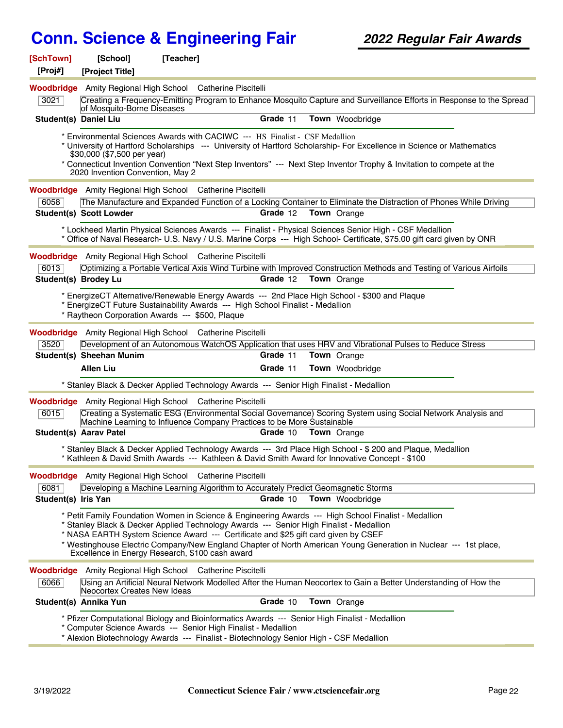# Conn. Science & Engineering Fair

## 2022 Regular Fair Awards

**[SchTown]** **[School]** **[Teacher]**
**[Proj#]** **[Project Title]**

---

**Woodbridge** Amity Regional High School Catherine Piscitelli

3021 | Creating a Frequency-Emitting Program to Enhance Mosquito Capture and Surveillance Efforts in Response to the Spread of Mosquito-Borne Diseases

**Student(s)** **Daniel Liu** **Grade** 11 **Town** Woodbridge

* Environmental Sciences Awards with CACIWC --- HS Finalist - CSF Medallion
* University of Hartford Scholarships --- University of Hartford Scholarship- For Excellence in Science or Mathematics $30,000 ($7,500 per year)
* Connecticut Invention Convention “Next Step Inventors” --- Next Step Inventor Trophy & Invitation to compete at the 2020 Invention Convention, May 2

---

**Woodbridge** Amity Regional High School Catherine Piscitelli

6058 | The Manufacture and Expanded Function of a Locking Container to Eliminate the Distraction of Phones While Driving

**Student(s)** **Scott Lowder** **Grade** 12 **Town** Orange

* Lockheed Martin Physical Sciences Awards --- Finalist - Physical Sciences Senior High - CSF Medallion
* Office of Naval Research- U.S. Navy / U.S. Marine Corps --- High School- Certificate, $75.00 gift card given by ONR

---

**Woodbridge** Amity Regional High School Catherine Piscitelli

6013 | Optimizing a Portable Vertical Axis Wind Turbine with Improved Construction Methods and Testing of Various Airfoils

**Student(s)** **Brodey Lu** **Grade** 12 **Town** Orange

* EnergizeCT Alternative/Renewable Energy Awards --- 2nd Place High School - $300 and Plaque
* EnergizeCT Future Sustainability Awards --- High School Finalist - Medallion
* Raytheon Corporation Awards --- $500, Plaque

---

**Woodbridge** Amity Regional High School Catherine Piscitelli

3520 | Development of an Autonomous WatchOS Application that uses HRV and Vibrational Pulses to Reduce Stress

**Student(s)** **Sheehan Munim** **Grade** 11 **Town** Orange
**Allen Liu** **Grade** 11 **Town** Woodbridge

* Stanley Black & Decker Applied Technology Awards --- Senior High Finalist - Medallion

---

**Woodbridge** Amity Regional High School Catherine Piscitelli

6015 | Creating a Systematic ESG (Environmental Social Governance) Scoring System using Social Network Analysis and Machine Learning to Influence Company Practices to be More Sustainable

**Student(s)** **Aarav Patel** **Grade** 10 **Town** Orange

* Stanley Black & Decker Applied Technology Awards --- 3rd Place High School - $ 200 and Plaque, Medallion
* Kathleen & David Smith Awards --- Kathleen & David Smith Award for Innovative Concept - $100

---

**Woodbridge** Amity Regional High School Catherine Piscitelli

6081 | Developing a Machine Learning Algorithm to Accurately Predict Geomagnetic Storms

**Student(s)** **Iris Yan** **Grade** 10 **Town** Woodbridge

* Petit Family Foundation Women in Science & Engineering Awards --- High School Finalist - Medallion
* Stanley Black & Decker Applied Technology Awards --- Senior High Finalist - Medallion
* NASA EARTH System Science Award --- Certificate and $25 gift card given by CSEF
* Westinghouse Electric Company/New England Chapter of North American Young Generation in Nuclear --- 1st place, Excellence in Energy Research, $100 cash award

---

**Woodbridge** Amity Regional High School Catherine Piscitelli

6066 | Using an Artificial Neural Network Modelled After the Human Neocortex to Gain a Better Understanding of How the Neocortex Creates New Ideas

**Student(s)** **Annika Yun** **Grade** 10 **Town** Orange

* Pfizer Computational Biology and Bioinformatics Awards --- Senior High Finalist - Medallion
* Computer Science Awards --- Senior High Finalist - Medallion
* Alexion Biotechnology Awards --- Finalist - Biotechnology Senior High - CSF Medallion